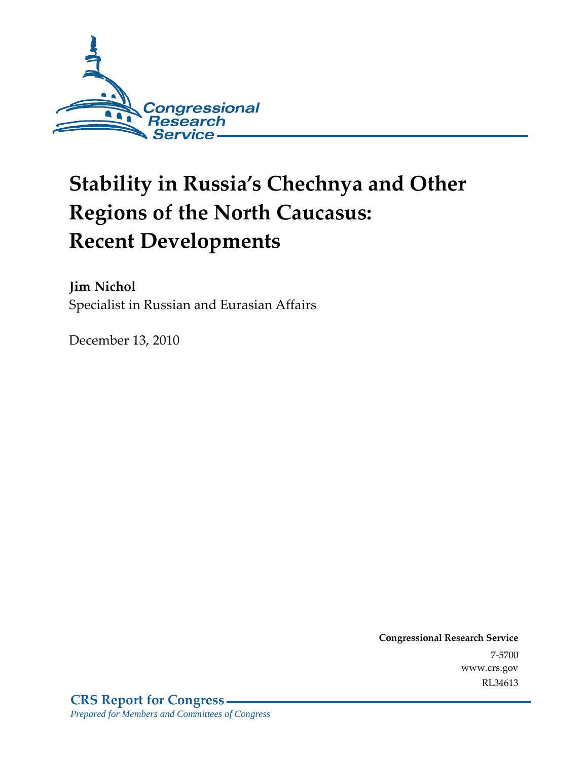Congressional Research Service

# Stability in Russia's Chechnya and Other Regions of the North Caucasus: Recent Developments

**Jim Nichol**
Specialist in Russian and Eurasian Affairs

December 13, 2010

**Congressional Research Service**
7-5700
www.crs.gov
RL34613

**CRS Report for Congress**
*Prepared for Members and Committees of Congress*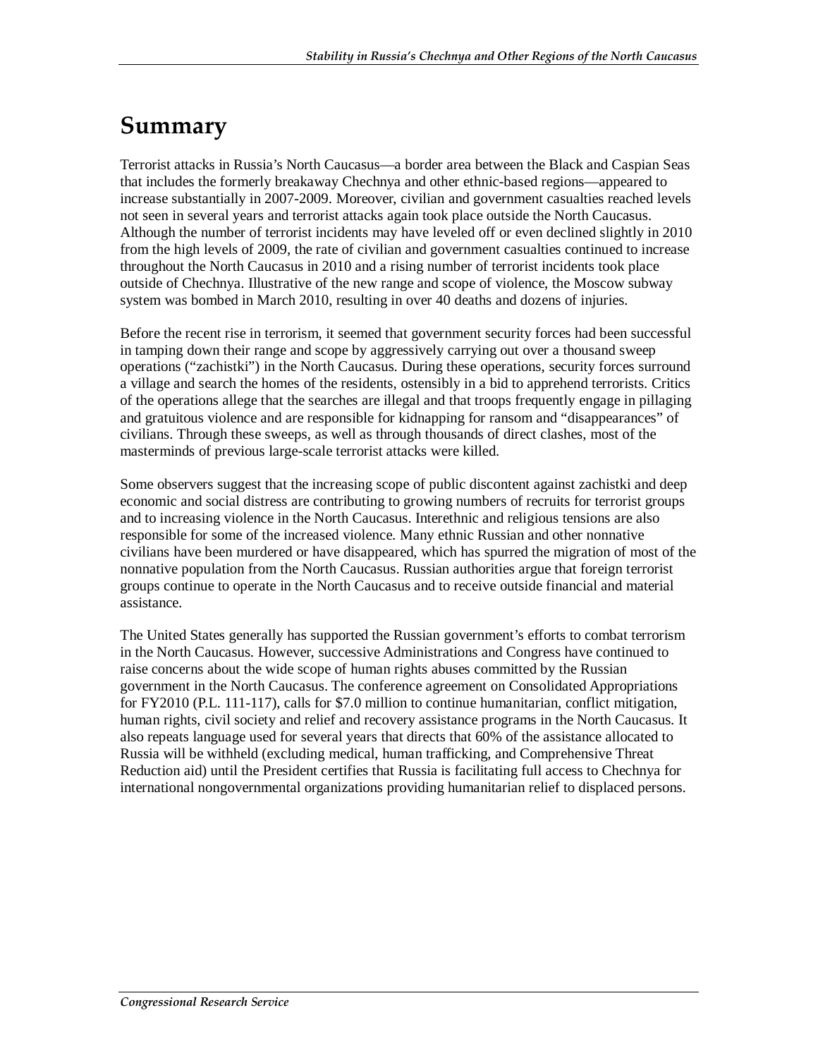# Summary

Terrorist attacks in Russia's North Caucasus—a border area between the Black and Caspian Seas that includes the formerly breakaway Chechnya and other ethnic-based regions—appeared to increase substantially in 2007-2009. Moreover, civilian and government casualties reached levels not seen in several years and terrorist attacks again took place outside the North Caucasus. Although the number of terrorist incidents may have leveled off or even declined slightly in 2010 from the high levels of 2009, the rate of civilian and government casualties continued to increase throughout the North Caucasus in 2010 and a rising number of terrorist incidents took place outside of Chechnya. Illustrative of the new range and scope of violence, the Moscow subway system was bombed in March 2010, resulting in over 40 deaths and dozens of injuries.

Before the recent rise in terrorism, it seemed that government security forces had been successful in tamping down their range and scope by aggressively carrying out over a thousand sweep operations ("zachistki") in the North Caucasus. During these operations, security forces surround a village and search the homes of the residents, ostensibly in a bid to apprehend terrorists. Critics of the operations allege that the searches are illegal and that troops frequently engage in pillaging and gratuitous violence and are responsible for kidnapping for ransom and "disappearances" of civilians. Through these sweeps, as well as through thousands of direct clashes, most of the masterminds of previous large-scale terrorist attacks were killed.

Some observers suggest that the increasing scope of public discontent against zachistki and deep economic and social distress are contributing to growing numbers of recruits for terrorist groups and to increasing violence in the North Caucasus. Interethnic and religious tensions are also responsible for some of the increased violence. Many ethnic Russian and other nonnative civilians have been murdered or have disappeared, which has spurred the migration of most of the nonnative population from the North Caucasus. Russian authorities argue that foreign terrorist groups continue to operate in the North Caucasus and to receive outside financial and material assistance.

The United States generally has supported the Russian government's efforts to combat terrorism in the North Caucasus. However, successive Administrations and Congress have continued to raise concerns about the wide scope of human rights abuses committed by the Russian government in the North Caucasus. The conference agreement on Consolidated Appropriations for FY2010 (P.L. 111-117), calls for $7.0 million to continue humanitarian, conflict mitigation, human rights, civil society and relief and recovery assistance programs in the North Caucasus. It also repeats language used for several years that directs that 60% of the assistance allocated to Russia will be withheld (excluding medical, human trafficking, and Comprehensive Threat Reduction aid) until the President certifies that Russia is facilitating full access to Chechnya for international nongovernmental organizations providing humanitarian relief to displaced persons.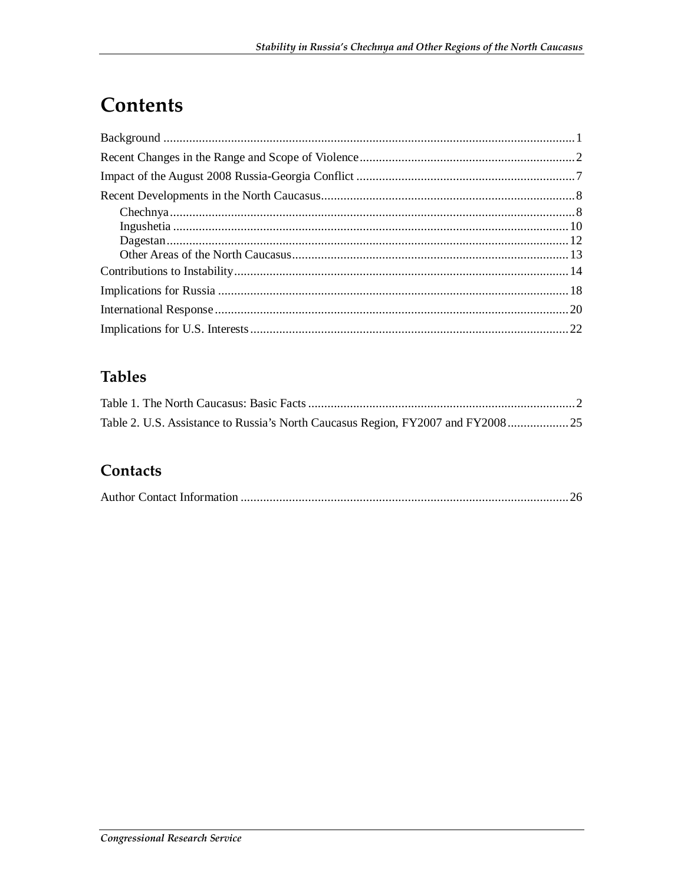# Contents

Background ........................................................................................................................ 1

Recent Changes in the Range and Scope of Violence ................................................................ 2

Impact of the August 2008 Russia-Georgia Conflict ................................................................... 7

Recent Developments in the North Caucasus ............................................................................ 8

- Chechnya ........................................................................................................................ 8
- Ingushetia ...................................................................................................................... 10
- Dagestan ........................................................................................................................ 12
- Other Areas of the North Caucasus ................................................................................. 13

Contributions to Instability ....................................................................................................... 14

Implications for Russia ............................................................................................................ 18

International Response ............................................................................................................. 20

Implications for U.S. Interests .................................................................................................. 22

## Tables

Table 1. The North Caucasus: Basic Facts .................................................................................. 2

Table 2. U.S. Assistance to Russia's North Caucasus Region, FY2007 and FY2008 .................. 25

## Contacts

Author Contact Information ..................................................................................................... 26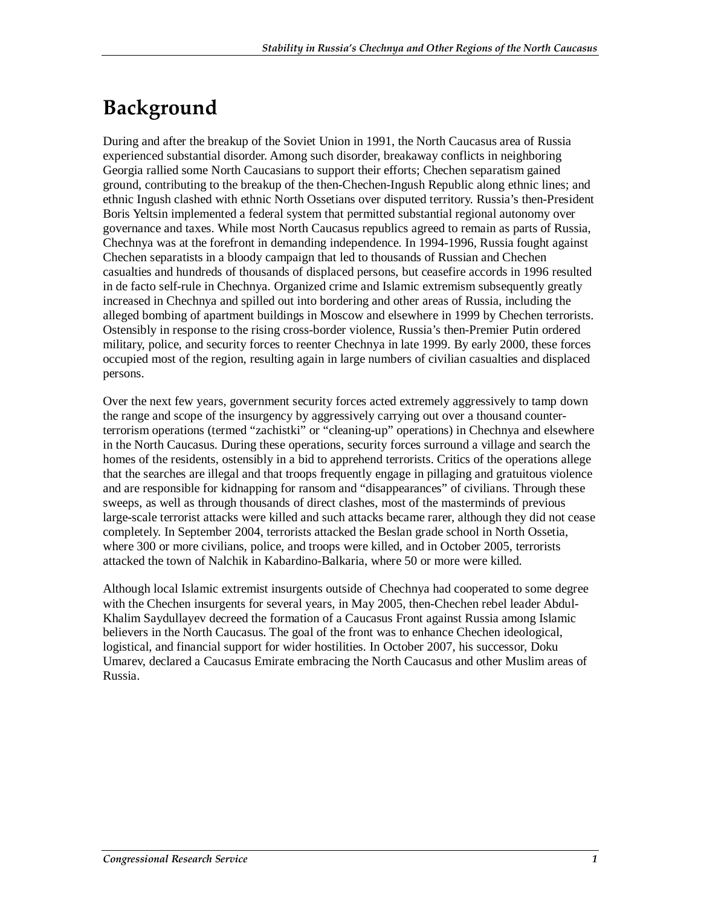# Background

During and after the breakup of the Soviet Union in 1991, the North Caucasus area of Russia experienced substantial disorder. Among such disorder, breakaway conflicts in neighboring Georgia rallied some North Caucasians to support their efforts; Chechen separatism gained ground, contributing to the breakup of the then-Chechen-Ingush Republic along ethnic lines; and ethnic Ingush clashed with ethnic North Ossetians over disputed territory. Russia's then-President Boris Yeltsin implemented a federal system that permitted substantial regional autonomy over governance and taxes. While most North Caucasus republics agreed to remain as parts of Russia, Chechnya was at the forefront in demanding independence. In 1994-1996, Russia fought against Chechen separatists in a bloody campaign that led to thousands of Russian and Chechen casualties and hundreds of thousands of displaced persons, but ceasefire accords in 1996 resulted in de facto self-rule in Chechnya. Organized crime and Islamic extremism subsequently greatly increased in Chechnya and spilled out into bordering and other areas of Russia, including the alleged bombing of apartment buildings in Moscow and elsewhere in 1999 by Chechen terrorists. Ostensibly in response to the rising cross-border violence, Russia's then-Premier Putin ordered military, police, and security forces to reenter Chechnya in late 1999. By early 2000, these forces occupied most of the region, resulting again in large numbers of civilian casualties and displaced persons.

Over the next few years, government security forces acted extremely aggressively to tamp down the range and scope of the insurgency by aggressively carrying out over a thousand counter-terrorism operations (termed "zachistki" or "cleaning-up" operations) in Chechnya and elsewhere in the North Caucasus. During these operations, security forces surround a village and search the homes of the residents, ostensibly in a bid to apprehend terrorists. Critics of the operations allege that the searches are illegal and that troops frequently engage in pillaging and gratuitous violence and are responsible for kidnapping for ransom and "disappearances" of civilians. Through these sweeps, as well as through thousands of direct clashes, most of the masterminds of previous large-scale terrorist attacks were killed and such attacks became rarer, although they did not cease completely. In September 2004, terrorists attacked the Beslan grade school in North Ossetia, where 300 or more civilians, police, and troops were killed, and in October 2005, terrorists attacked the town of Nalchik in Kabardino-Balkaria, where 50 or more were killed.

Although local Islamic extremist insurgents outside of Chechnya had cooperated to some degree with the Chechen insurgents for several years, in May 2005, then-Chechen rebel leader Abdul-Khalim Saydullayev decreed the formation of a Caucasus Front against Russia among Islamic believers in the North Caucasus. The goal of the front was to enhance Chechen ideological, logistical, and financial support for wider hostilities. In October 2007, his successor, Doku Umarev, declared a Caucasus Emirate embracing the North Caucasus and other Muslim areas of Russia.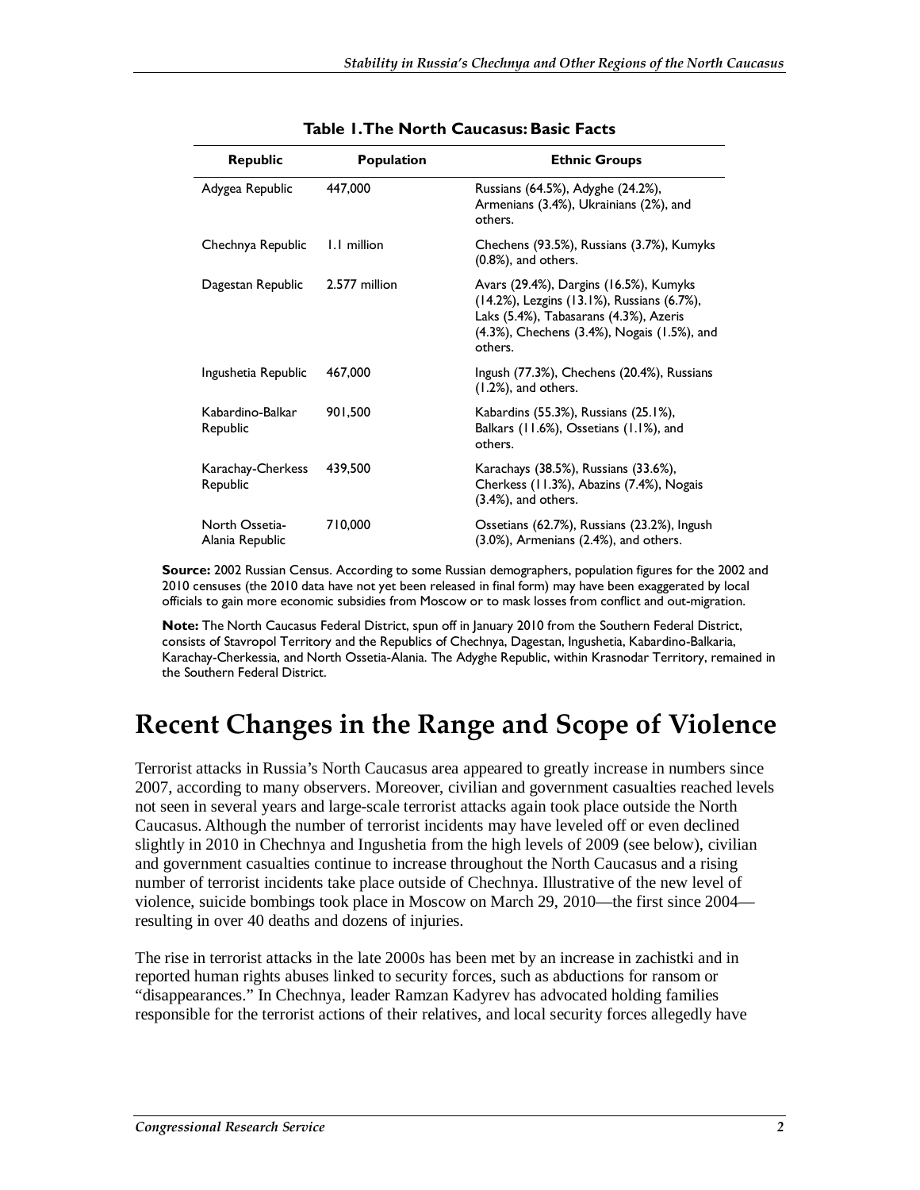**Table 1. The North Caucasus: Basic Facts**

| Republic | Population | Ethnic Groups |
| --- | --- | --- |
| Adygea Republic | 447,000 | Russians (64.5%), Adyghe (24.2%), Armenians (3.4%), Ukrainians (2%), and others. |
| Chechnya Republic | 1.1 million | Chechens (93.5%), Russians (3.7%), Kumyks (0.8%), and others. |
| Dagestan Republic | 2.577 million | Avars (29.4%), Dargins (16.5%), Kumyks (14.2%), Lezgins (13.1%), Russians (6.7%), Laks (5.4%), Tabasarans (4.3%), Azeris (4.3%), Chechens (3.4%), Nogais (1.5%), and others. |
| Ingushetia Republic | 467,000 | Ingush (77.3%), Chechens (20.4%), Russians (1.2%), and others. |
| Kabardino-Balkar Republic | 901,500 | Kabardins (55.3%), Russians (25.1%), Balkars (11.6%), Ossetians (1.1%), and others. |
| Karachay-Cherkess Republic | 439,500 | Karachays (38.5%), Russians (33.6%), Cherkess (11.3%), Abazins (7.4%), Nogais (3.4%), and others. |
| North Ossetia-Alania Republic | 710,000 | Ossetians (62.7%), Russians (23.2%), Ingush (3.0%), Armenians (2.4%), and others. |

**Source:** 2002 Russian Census. According to some Russian demographers, population figures for the 2002 and 2010 censuses (the 2010 data have not yet been released in final form) may have been exaggerated by local officials to gain more economic subsidies from Moscow or to mask losses from conflict and out-migration.

**Note:** The North Caucasus Federal District, spun off in January 2010 from the Southern Federal District, consists of Stavropol Territory and the Republics of Chechnya, Dagestan, Ingushetia, Kabardino-Balkaria, Karachay-Cherkessia, and North Ossetia-Alania. The Adyghe Republic, within Krasnodar Territory, remained in the Southern Federal District.

# Recent Changes in the Range and Scope of Violence

Terrorist attacks in Russia's North Caucasus area appeared to greatly increase in numbers since 2007, according to many observers. Moreover, civilian and government casualties reached levels not seen in several years and large-scale terrorist attacks again took place outside the North Caucasus. Although the number of terrorist incidents may have leveled off or even declined slightly in 2010 in Chechnya and Ingushetia from the high levels of 2009 (see below), civilian and government casualties continue to increase throughout the North Caucasus and a rising number of terrorist incidents take place outside of Chechnya. Illustrative of the new level of violence, suicide bombings took place in Moscow on March 29, 2010—the first since 2004—resulting in over 40 deaths and dozens of injuries.

The rise in terrorist attacks in the late 2000s has been met by an increase in zachistki and in reported human rights abuses linked to security forces, such as abductions for ransom or "disappearances." In Chechnya, leader Ramzan Kadyrev has advocated holding families responsible for the terrorist actions of their relatives, and local security forces allegedly have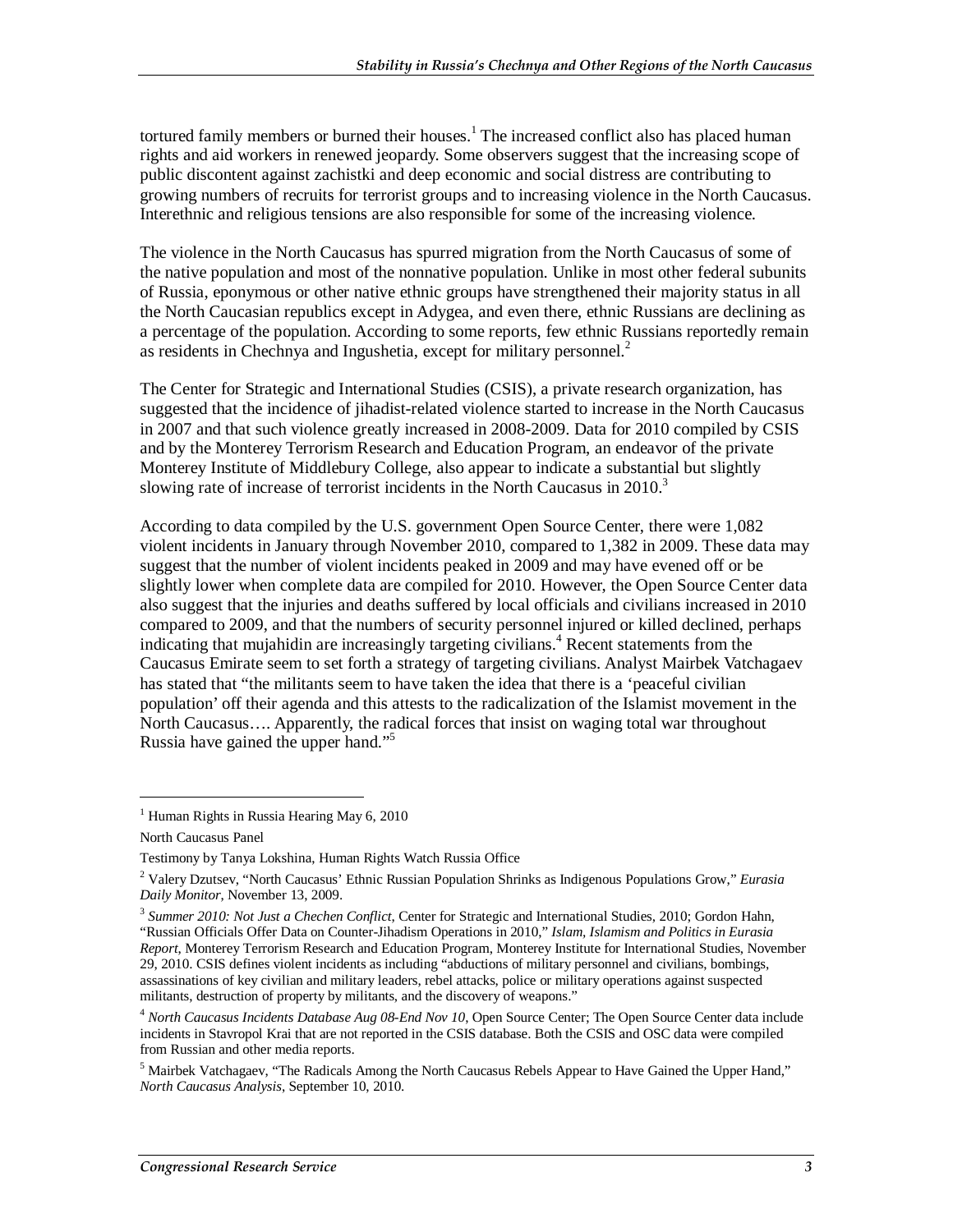tortured family members or burned their houses.[1] The increased conflict also has placed human rights and aid workers in renewed jeopardy. Some observers suggest that the increasing scope of public discontent against zachistki and deep economic and social distress are contributing to growing numbers of recruits for terrorist groups and to increasing violence in the North Caucasus. Interethnic and religious tensions are also responsible for some of the increasing violence.

The violence in the North Caucasus has spurred migration from the North Caucasus of some of the native population and most of the nonnative population. Unlike in most other federal subunits of Russia, eponymous or other native ethnic groups have strengthened their majority status in all the North Caucasian republics except in Adygea, and even there, ethnic Russians are declining as a percentage of the population. According to some reports, few ethnic Russians reportedly remain as residents in Chechnya and Ingushetia, except for military personnel.[2]

The Center for Strategic and International Studies (CSIS), a private research organization, has suggested that the incidence of jihadist-related violence started to increase in the North Caucasus in 2007 and that such violence greatly increased in 2008-2009. Data for 2010 compiled by CSIS and by the Monterey Terrorism Research and Education Program, an endeavor of the private Monterey Institute of Middlebury College, also appear to indicate a substantial but slightly slowing rate of increase of terrorist incidents in the North Caucasus in 2010.[3]

According to data compiled by the U.S. government Open Source Center, there were 1,082 violent incidents in January through November 2010, compared to 1,382 in 2009. These data may suggest that the number of violent incidents peaked in 2009 and may have evened off or be slightly lower when complete data are compiled for 2010. However, the Open Source Center data also suggest that the injuries and deaths suffered by local officials and civilians increased in 2010 compared to 2009, and that the numbers of security personnel injured or killed declined, perhaps indicating that mujahidin are increasingly targeting civilians.[4] Recent statements from the Caucasus Emirate seem to set forth a strategy of targeting civilians. Analyst Mairbek Vatchagaev has stated that "the militants seem to have taken the idea that there is a 'peaceful civilian population' off their agenda and this attests to the radicalization of the Islamist movement in the North Caucasus…. Apparently, the radical forces that insist on waging total war throughout Russia have gained the upper hand."[5]

---

[1] Human Rights in Russia Hearing May 6, 2010

North Caucasus Panel

Testimony by Tanya Lokshina, Human Rights Watch Russia Office

[2] Valery Dzutsev, "North Caucasus' Ethnic Russian Population Shrinks as Indigenous Populations Grow," *Eurasia Daily Monitor*, November 13, 2009.

[3] *Summer 2010: Not Just a Chechen Conflict*, Center for Strategic and International Studies, 2010; Gordon Hahn, "Russian Officials Offer Data on Counter-Jihadism Operations in 2010," *Islam, Islamism and Politics in Eurasia Report*, Monterey Terrorism Research and Education Program, Monterey Institute for International Studies, November 29, 2010. CSIS defines violent incidents as including "abductions of military personnel and civilians, bombings, assassinations of key civilian and military leaders, rebel attacks, police or military operations against suspected militants, destruction of property by militants, and the discovery of weapons."

[4] *North Caucasus Incidents Database Aug 08-End Nov 10*, Open Source Center; The Open Source Center data include incidents in Stavropol Krai that are not reported in the CSIS database. Both the CSIS and OSC data were compiled from Russian and other media reports.

[5] Mairbek Vatchagaev, "The Radicals Among the North Caucasus Rebels Appear to Have Gained the Upper Hand," *North Caucasus Analysis*, September 10, 2010.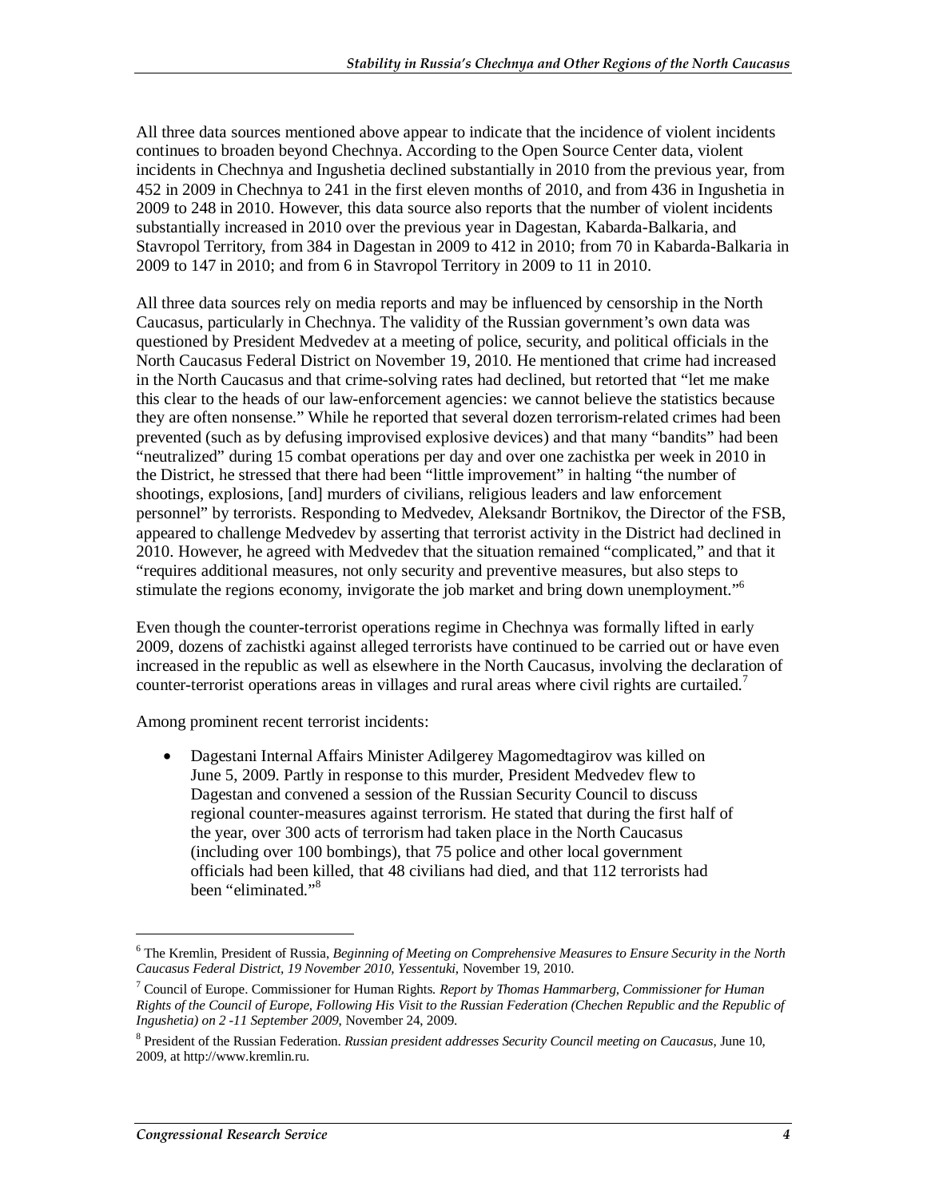All three data sources mentioned above appear to indicate that the incidence of violent incidents continues to broaden beyond Chechnya. According to the Open Source Center data, violent incidents in Chechnya and Ingushetia declined substantially in 2010 from the previous year, from 452 in 2009 in Chechnya to 241 in the first eleven months of 2010, and from 436 in Ingushetia in 2009 to 248 in 2010. However, this data source also reports that the number of violent incidents substantially increased in 2010 over the previous year in Dagestan, Kabarda-Balkaria, and Stavropol Territory, from 384 in Dagestan in 2009 to 412 in 2010; from 70 in Kabarda-Balkaria in 2009 to 147 in 2010; and from 6 in Stavropol Territory in 2009 to 11 in 2010.

All three data sources rely on media reports and may be influenced by censorship in the North Caucasus, particularly in Chechnya. The validity of the Russian government's own data was questioned by President Medvedev at a meeting of police, security, and political officials in the North Caucasus Federal District on November 19, 2010. He mentioned that crime had increased in the North Caucasus and that crime-solving rates had declined, but retorted that "let me make this clear to the heads of our law-enforcement agencies: we cannot believe the statistics because they are often nonsense." While he reported that several dozen terrorism-related crimes had been prevented (such as by defusing improvised explosive devices) and that many "bandits" had been "neutralized" during 15 combat operations per day and over one zachistka per week in 2010 in the District, he stressed that there had been "little improvement" in halting "the number of shootings, explosions, [and] murders of civilians, religious leaders and law enforcement personnel" by terrorists. Responding to Medvedev, Aleksandr Bortnikov, the Director of the FSB, appeared to challenge Medvedev by asserting that terrorist activity in the District had declined in 2010. However, he agreed with Medvedev that the situation remained "complicated," and that it "requires additional measures, not only security and preventive measures, but also steps to stimulate the regions economy, invigorate the job market and bring down unemployment."[6]

Even though the counter-terrorist operations regime in Chechnya was formally lifted in early 2009, dozens of zachistki against alleged terrorists have continued to be carried out or have even increased in the republic as well as elsewhere in the North Caucasus, involving the declaration of counter-terrorist operations areas in villages and rural areas where civil rights are curtailed.[7]

Among prominent recent terrorist incidents:

- Dagestani Internal Affairs Minister Adilgerey Magomedtagirov was killed on June 5, 2009. Partly in response to this murder, President Medvedev flew to Dagestan and convened a session of the Russian Security Council to discuss regional counter-measures against terrorism. He stated that during the first half of the year, over 300 acts of terrorism had taken place in the North Caucasus (including over 100 bombings), that 75 police and other local government officials had been killed, that 48 civilians had died, and that 112 terrorists had been "eliminated."[8]

---

[6] The Kremlin, President of Russia, *Beginning of Meeting on Comprehensive Measures to Ensure Security in the North Caucasus Federal District, 19 November 2010, Yessentuki*, November 19, 2010.

[7] Council of Europe. Commissioner for Human Rights. *Report by Thomas Hammarberg, Commissioner for Human Rights of the Council of Europe, Following His Visit to the Russian Federation (Chechen Republic and the Republic of Ingushetia) on 2 -11 September 2009*, November 24, 2009.

[8] President of the Russian Federation. *Russian president addresses Security Council meeting on Caucasus*, June 10, 2009, at http://www.kremlin.ru.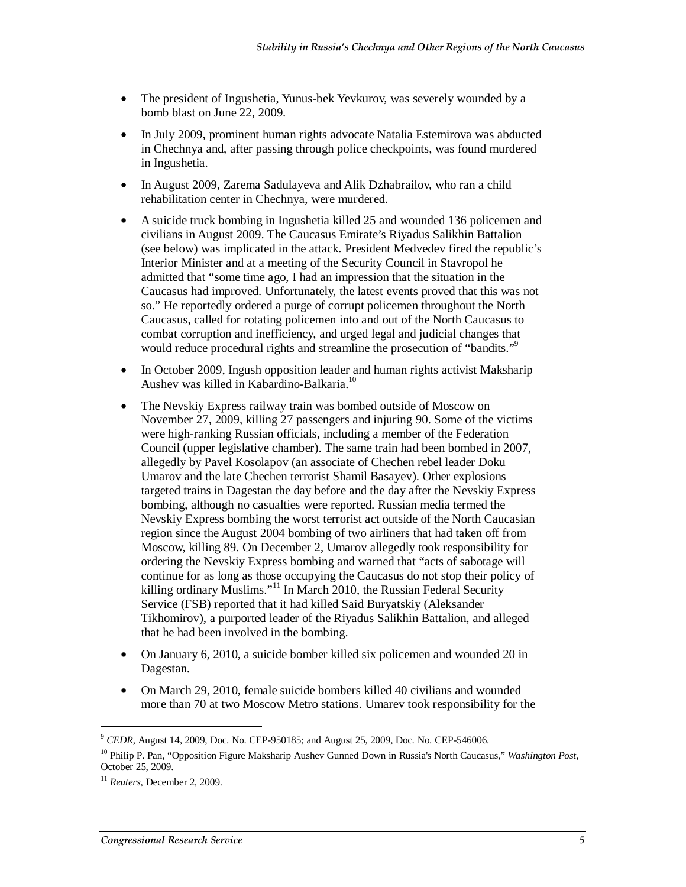- The president of Ingushetia, Yunus-bek Yevkurov, was severely wounded by a bomb blast on June 22, 2009.
- In July 2009, prominent human rights advocate Natalia Estemirova was abducted in Chechnya and, after passing through police checkpoints, was found murdered in Ingushetia.
- In August 2009, Zarema Sadulayeva and Alik Dzhabrailov, who ran a child rehabilitation center in Chechnya, were murdered.
- A suicide truck bombing in Ingushetia killed 25 and wounded 136 policemen and civilians in August 2009. The Caucasus Emirate's Riyadus Salikhin Battalion (see below) was implicated in the attack. President Medvedev fired the republic's Interior Minister and at a meeting of the Security Council in Stavropol he admitted that "some time ago, I had an impression that the situation in the Caucasus had improved. Unfortunately, the latest events proved that this was not so." He reportedly ordered a purge of corrupt policemen throughout the North Caucasus, called for rotating policemen into and out of the North Caucasus to combat corruption and inefficiency, and urged legal and judicial changes that would reduce procedural rights and streamline the prosecution of "bandits."[9]
- In October 2009, Ingush opposition leader and human rights activist Maksharip Aushev was killed in Kabardino-Balkaria.[10]
- The Nevskiy Express railway train was bombed outside of Moscow on November 27, 2009, killing 27 passengers and injuring 90. Some of the victims were high-ranking Russian officials, including a member of the Federation Council (upper legislative chamber). The same train had been bombed in 2007, allegedly by Pavel Kosolapov (an associate of Chechen rebel leader Doku Umarov and the late Chechen terrorist Shamil Basayev). Other explosions targeted trains in Dagestan the day before and the day after the Nevskiy Express bombing, although no casualties were reported. Russian media termed the Nevskiy Express bombing the worst terrorist act outside of the North Caucasian region since the August 2004 bombing of two airliners that had taken off from Moscow, killing 89. On December 2, Umarov allegedly took responsibility for ordering the Nevskiy Express bombing and warned that "acts of sabotage will continue for as long as those occupying the Caucasus do not stop their policy of killing ordinary Muslims."[11] In March 2010, the Russian Federal Security Service (FSB) reported that it had killed Said Buryatskiy (Aleksander Tikhomirov), a purported leader of the Riyadus Salikhin Battalion, and alleged that he had been involved in the bombing.
- On January 6, 2010, a suicide bomber killed six policemen and wounded 20 in Dagestan.
- On March 29, 2010, female suicide bombers killed 40 civilians and wounded more than 70 at two Moscow Metro stations. Umarev took responsibility for the

---

[9] *CEDR*, August 14, 2009, Doc. No. CEP-950185; and August 25, 2009, Doc. No. CEP-546006.

[10] Philip P. Pan, "Opposition Figure Maksharip Aushev Gunned Down in Russia's North Caucasus," *Washington Post*, October 25, 2009.

[11] *Reuters*, December 2, 2009.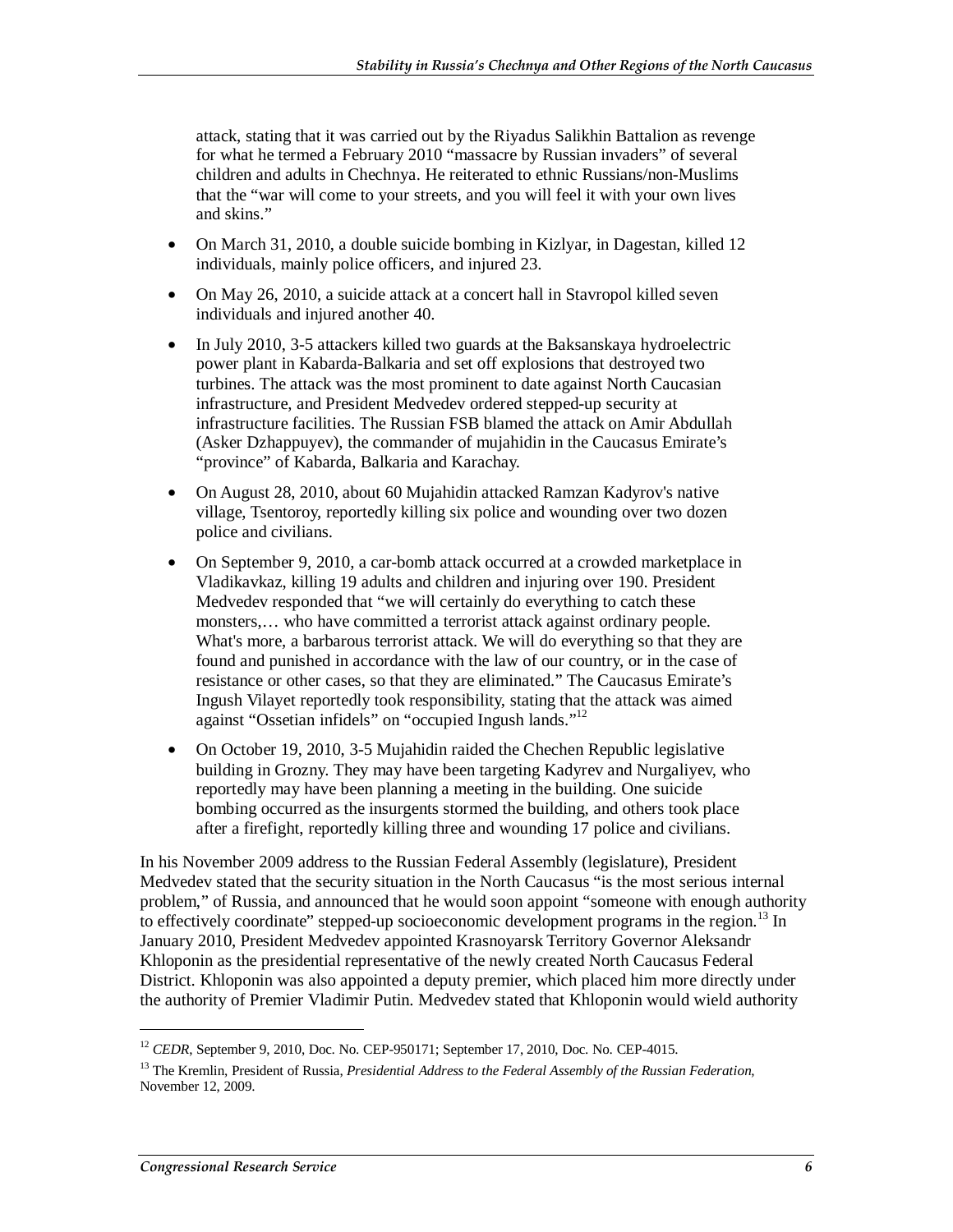attack, stating that it was carried out by the Riyadus Salikhin Battalion as revenge for what he termed a February 2010 "massacre by Russian invaders" of several children and adults in Chechnya. He reiterated to ethnic Russians/non-Muslims that the "war will come to your streets, and you will feel it with your own lives and skins."

- On March 31, 2010, a double suicide bombing in Kizlyar, in Dagestan, killed 12 individuals, mainly police officers, and injured 23.
- On May 26, 2010, a suicide attack at a concert hall in Stavropol killed seven individuals and injured another 40.
- In July 2010, 3-5 attackers killed two guards at the Baksanskaya hydroelectric power plant in Kabarda-Balkaria and set off explosions that destroyed two turbines. The attack was the most prominent to date against North Caucasian infrastructure, and President Medvedev ordered stepped-up security at infrastructure facilities. The Russian FSB blamed the attack on Amir Abdullah (Asker Dzhappuyev), the commander of mujahidin in the Caucasus Emirate's "province" of Kabarda, Balkaria and Karachay.
- On August 28, 2010, about 60 Mujahidin attacked Ramzan Kadyrov's native village, Tsentoroy, reportedly killing six police and wounding over two dozen police and civilians.
- On September 9, 2010, a car-bomb attack occurred at a crowded marketplace in Vladikavkaz, killing 19 adults and children and injuring over 190. President Medvedev responded that "we will certainly do everything to catch these monsters,… who have committed a terrorist attack against ordinary people. What's more, a barbarous terrorist attack. We will do everything so that they are found and punished in accordance with the law of our country, or in the case of resistance or other cases, so that they are eliminated." The Caucasus Emirate's Ingush Vilayet reportedly took responsibility, stating that the attack was aimed against "Ossetian infidels" on "occupied Ingush lands."[12]
- On October 19, 2010, 3-5 Mujahidin raided the Chechen Republic legislative building in Grozny. They may have been targeting Kadyrev and Nurgaliyev, who reportedly may have been planning a meeting in the building. One suicide bombing occurred as the insurgents stormed the building, and others took place after a firefight, reportedly killing three and wounding 17 police and civilians.

In his November 2009 address to the Russian Federal Assembly (legislature), President Medvedev stated that the security situation in the North Caucasus "is the most serious internal problem," of Russia, and announced that he would soon appoint "someone with enough authority to effectively coordinate" stepped-up socioeconomic development programs in the region.[13] In January 2010, President Medvedev appointed Krasnoyarsk Territory Governor Aleksandr Khloponin as the presidential representative of the newly created North Caucasus Federal District. Khloponin was also appointed a deputy premier, which placed him more directly under the authority of Premier Vladimir Putin. Medvedev stated that Khloponin would wield authority

---

[12] *CEDR*, September 9, 2010, Doc. No. CEP-950171; September 17, 2010, Doc. No. CEP-4015.

[13] The Kremlin, President of Russia, *Presidential Address to the Federal Assembly of the Russian Federation*, November 12, 2009.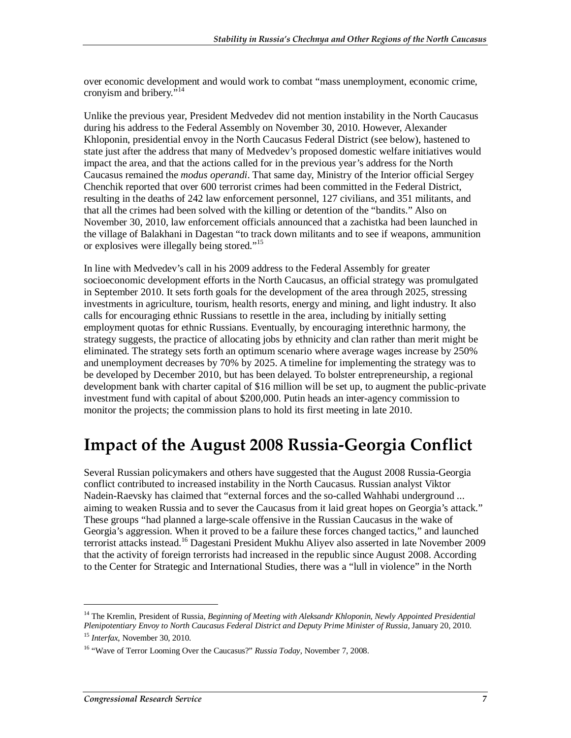over economic development and would work to combat "mass unemployment, economic crime, cronyism and bribery."[14]

Unlike the previous year, President Medvedev did not mention instability in the North Caucasus during his address to the Federal Assembly on November 30, 2010. However, Alexander Khloponin, presidential envoy in the North Caucasus Federal District (see below), hastened to state just after the address that many of Medvedev's proposed domestic welfare initiatives would impact the area, and that the actions called for in the previous year's address for the North Caucasus remained the *modus operandi*. That same day, Ministry of the Interior official Sergey Chenchik reported that over 600 terrorist crimes had been committed in the Federal District, resulting in the deaths of 242 law enforcement personnel, 127 civilians, and 351 militants, and that all the crimes had been solved with the killing or detention of the "bandits." Also on November 30, 2010, law enforcement officials announced that a zachistka had been launched in the village of Balakhani in Dagestan "to track down militants and to see if weapons, ammunition or explosives were illegally being stored."[15]

In line with Medvedev's call in his 2009 address to the Federal Assembly for greater socioeconomic development efforts in the North Caucasus, an official strategy was promulgated in September 2010. It sets forth goals for the development of the area through 2025, stressing investments in agriculture, tourism, health resorts, energy and mining, and light industry. It also calls for encouraging ethnic Russians to resettle in the area, including by initially setting employment quotas for ethnic Russians. Eventually, by encouraging interethnic harmony, the strategy suggests, the practice of allocating jobs by ethnicity and clan rather than merit might be eliminated. The strategy sets forth an optimum scenario where average wages increase by 250% and unemployment decreases by 70% by 2025. A timeline for implementing the strategy was to be developed by December 2010, but has been delayed. To bolster entrepreneurship, a regional development bank with charter capital of $16 million will be set up, to augment the public-private investment fund with capital of about $200,000. Putin heads an inter-agency commission to monitor the projects; the commission plans to hold its first meeting in late 2010.

# Impact of the August 2008 Russia-Georgia Conflict

Several Russian policymakers and others have suggested that the August 2008 Russia-Georgia conflict contributed to increased instability in the North Caucasus. Russian analyst Viktor Nadein-Raevsky has claimed that "external forces and the so-called Wahhabi underground ... aiming to weaken Russia and to sever the Caucasus from it laid great hopes on Georgia's attack." These groups "had planned a large-scale offensive in the Russian Caucasus in the wake of Georgia's aggression. When it proved to be a failure these forces changed tactics," and launched terrorist attacks instead.[16] Dagestani President Mukhu Aliyev also asserted in late November 2009 that the activity of foreign terrorists had increased in the republic since August 2008. According to the Center for Strategic and International Studies, there was a "lull in violence" in the North

---

[14] The Kremlin, President of Russia, *Beginning of Meeting with Aleksandr Khloponin, Newly Appointed Presidential Plenipotentiary Envoy to North Caucasus Federal District and Deputy Prime Minister of Russia*, January 20, 2010.

[15] *Interfax*, November 30, 2010.

[16] "Wave of Terror Looming Over the Caucasus?" *Russia Today*, November 7, 2008.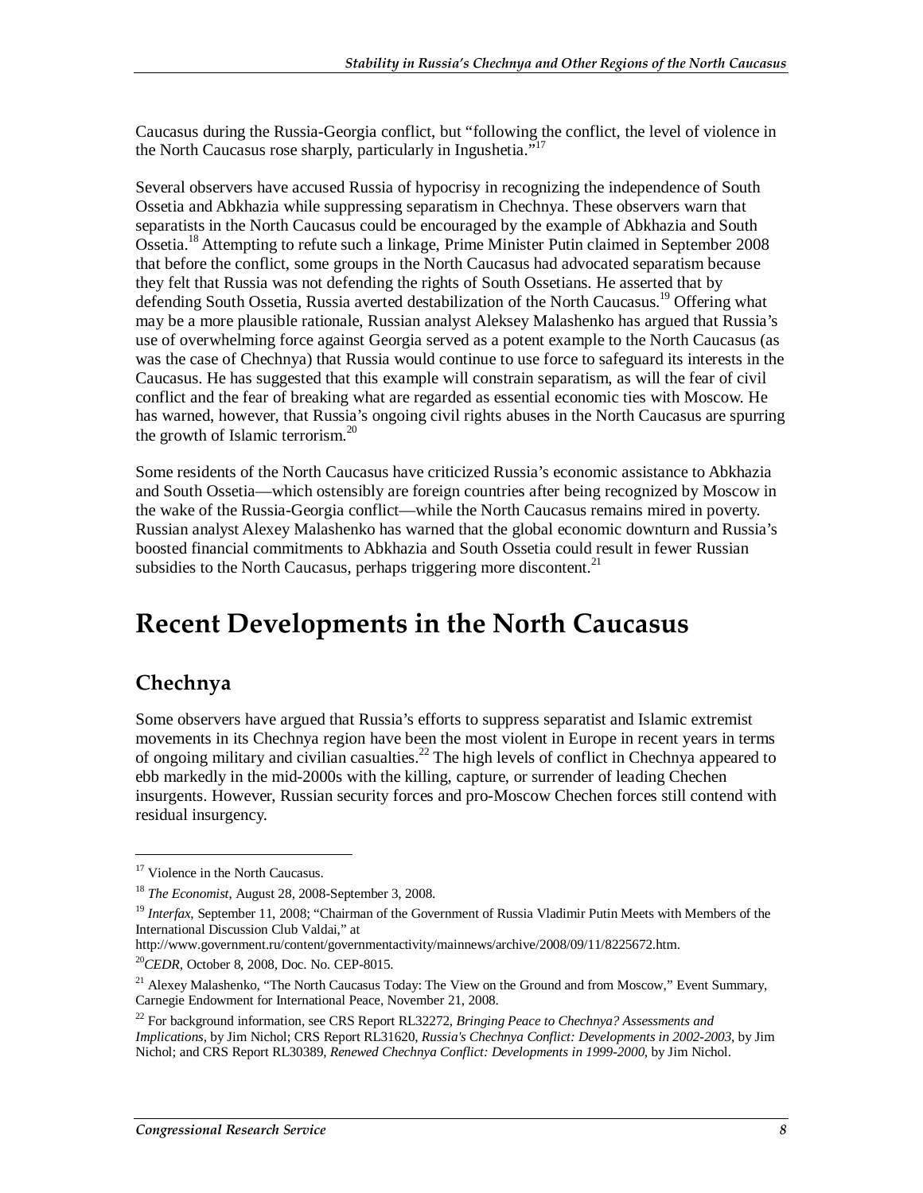Caucasus during the Russia-Georgia conflict, but "following the conflict, the level of violence in the North Caucasus rose sharply, particularly in Ingushetia."[17]

Several observers have accused Russia of hypocrisy in recognizing the independence of South Ossetia and Abkhazia while suppressing separatism in Chechnya. These observers warn that separatists in the North Caucasus could be encouraged by the example of Abkhazia and South Ossetia.[18] Attempting to refute such a linkage, Prime Minister Putin claimed in September 2008 that before the conflict, some groups in the North Caucasus had advocated separatism because they felt that Russia was not defending the rights of South Ossetians. He asserted that by defending South Ossetia, Russia averted destabilization of the North Caucasus.[19] Offering what may be a more plausible rationale, Russian analyst Aleksey Malashenko has argued that Russia's use of overwhelming force against Georgia served as a potent example to the North Caucasus (as was the case of Chechnya) that Russia would continue to use force to safeguard its interests in the Caucasus. He has suggested that this example will constrain separatism, as will the fear of civil conflict and the fear of breaking what are regarded as essential economic ties with Moscow. He has warned, however, that Russia's ongoing civil rights abuses in the North Caucasus are spurring the growth of Islamic terrorism.[20]

Some residents of the North Caucasus have criticized Russia's economic assistance to Abkhazia and South Ossetia—which ostensibly are foreign countries after being recognized by Moscow in the wake of the Russia-Georgia conflict—while the North Caucasus remains mired in poverty. Russian analyst Alexey Malashenko has warned that the global economic downturn and Russia's boosted financial commitments to Abkhazia and South Ossetia could result in fewer Russian subsidies to the North Caucasus, perhaps triggering more discontent.[21]

# Recent Developments in the North Caucasus

## Chechnya

Some observers have argued that Russia's efforts to suppress separatist and Islamic extremist movements in its Chechnya region have been the most violent in Europe in recent years in terms of ongoing military and civilian casualties.[22] The high levels of conflict in Chechnya appeared to ebb markedly in the mid-2000s with the killing, capture, or surrender of leading Chechen insurgents. However, Russian security forces and pro-Moscow Chechen forces still contend with residual insurgency.

---

[17] Violence in the North Caucasus.

[18] *The Economist*, August 28, 2008-September 3, 2008.

[19] *Interfax*, September 11, 2008; "Chairman of the Government of Russia Vladimir Putin Meets with Members of the International Discussion Club Valdai," at http://www.government.ru/content/governmentactivity/mainnews/archive/2008/09/11/8225671.htm.

[20] *CEDR*, October 8, 2008, Doc. No. CEP-8015.

[21] Alexey Malashenko, "The North Caucasus Today: The View on the Ground and from Moscow," Event Summary, Carnegie Endowment for International Peace, November 21, 2008.

[22] For background information, see CRS Report RL32272, *Bringing Peace to Chechnya? Assessments and Implications*, by Jim Nichol; CRS Report RL31620, *Russia's Chechnya Conflict: Developments in 2002-2003*, by Jim Nichol; and CRS Report RL30389, *Renewed Chechnya Conflict: Developments in 1999-2000*, by Jim Nichol.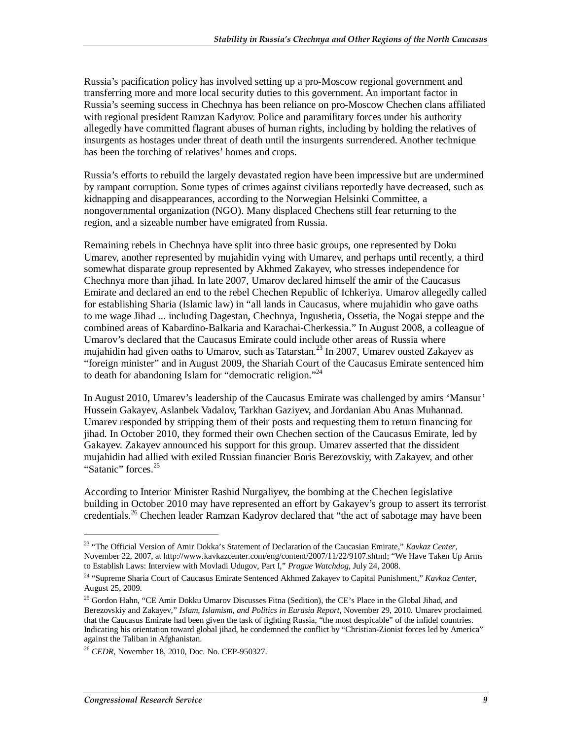Russia's pacification policy has involved setting up a pro-Moscow regional government and transferring more and more local security duties to this government. An important factor in Russia's seeming success in Chechnya has been reliance on pro-Moscow Chechen clans affiliated with regional president Ramzan Kadyrov. Police and paramilitary forces under his authority allegedly have committed flagrant abuses of human rights, including by holding the relatives of insurgents as hostages under threat of death until the insurgents surrendered. Another technique has been the torching of relatives' homes and crops.

Russia's efforts to rebuild the largely devastated region have been impressive but are undermined by rampant corruption. Some types of crimes against civilians reportedly have decreased, such as kidnapping and disappearances, according to the Norwegian Helsinki Committee, a nongovernmental organization (NGO). Many displaced Chechens still fear returning to the region, and a sizeable number have emigrated from Russia.

Remaining rebels in Chechnya have split into three basic groups, one represented by Doku Umarev, another represented by mujahidin vying with Umarev, and perhaps until recently, a third somewhat disparate group represented by Akhmed Zakayev, who stresses independence for Chechnya more than jihad. In late 2007, Umarov declared himself the amir of the Caucasus Emirate and declared an end to the rebel Chechen Republic of Ichkeriya. Umarov allegedly called for establishing Sharia (Islamic law) in "all lands in Caucasus, where mujahidin who gave oaths to me wage Jihad ... including Dagestan, Chechnya, Ingushetia, Ossetia, the Nogai steppe and the combined areas of Kabardino-Balkaria and Karachai-Cherkessia." In August 2008, a colleague of Umarov's declared that the Caucasus Emirate could include other areas of Russia where mujahidin had given oaths to Umarov, such as Tatarstan.[23] In 2007, Umarev ousted Zakayev as "foreign minister" and in August 2009, the Shariah Court of the Caucasus Emirate sentenced him to death for abandoning Islam for "democratic religion."[24]

In August 2010, Umarev's leadership of the Caucasus Emirate was challenged by amirs 'Mansur' Hussein Gakayev, Aslanbek Vadalov, Tarkhan Gaziyev, and Jordanian Abu Anas Muhannad. Umarev responded by stripping them of their posts and requesting them to return financing for jihad. In October 2010, they formed their own Chechen section of the Caucasus Emirate, led by Gakayev. Zakayev announced his support for this group. Umarev asserted that the dissident mujahidin had allied with exiled Russian financier Boris Berezovskiy, with Zakayev, and other "Satanic" forces.[25]

According to Interior Minister Rashid Nurgaliyev, the bombing at the Chechen legislative building in October 2010 may have represented an effort by Gakayev's group to assert its terrorist credentials.[26] Chechen leader Ramzan Kadyrov declared that "the act of sabotage may have been

---

[23] "The Official Version of Amir Dokka's Statement of Declaration of the Caucasian Emirate," *Kavkaz Center*, November 22, 2007, at http://www.kavkazcenter.com/eng/content/2007/11/22/9107.shtml; "We Have Taken Up Arms to Establish Laws: Interview with Movladi Udugov, Part I," *Prague Watchdog*, July 24, 2008.

[24] "Supreme Sharia Court of Caucasus Emirate Sentenced Akhmed Zakayev to Capital Punishment," *Kavkaz Center*, August 25, 2009.

[25] Gordon Hahn, "CE Amir Dokku Umarov Discusses Fitna (Sedition), the CE's Place in the Global Jihad, and Berezovskiy and Zakayev," *Islam, Islamism, and Politics in Eurasia Report*, November 29, 2010. Umarev proclaimed that the Caucasus Emirate had been given the task of fighting Russia, "the most despicable" of the infidel countries. Indicating his orientation toward global jihad, he condemned the conflict by "Christian-Zionist forces led by America" against the Taliban in Afghanistan.

[26] *CEDR*, November 18, 2010, Doc. No. CEP-950327.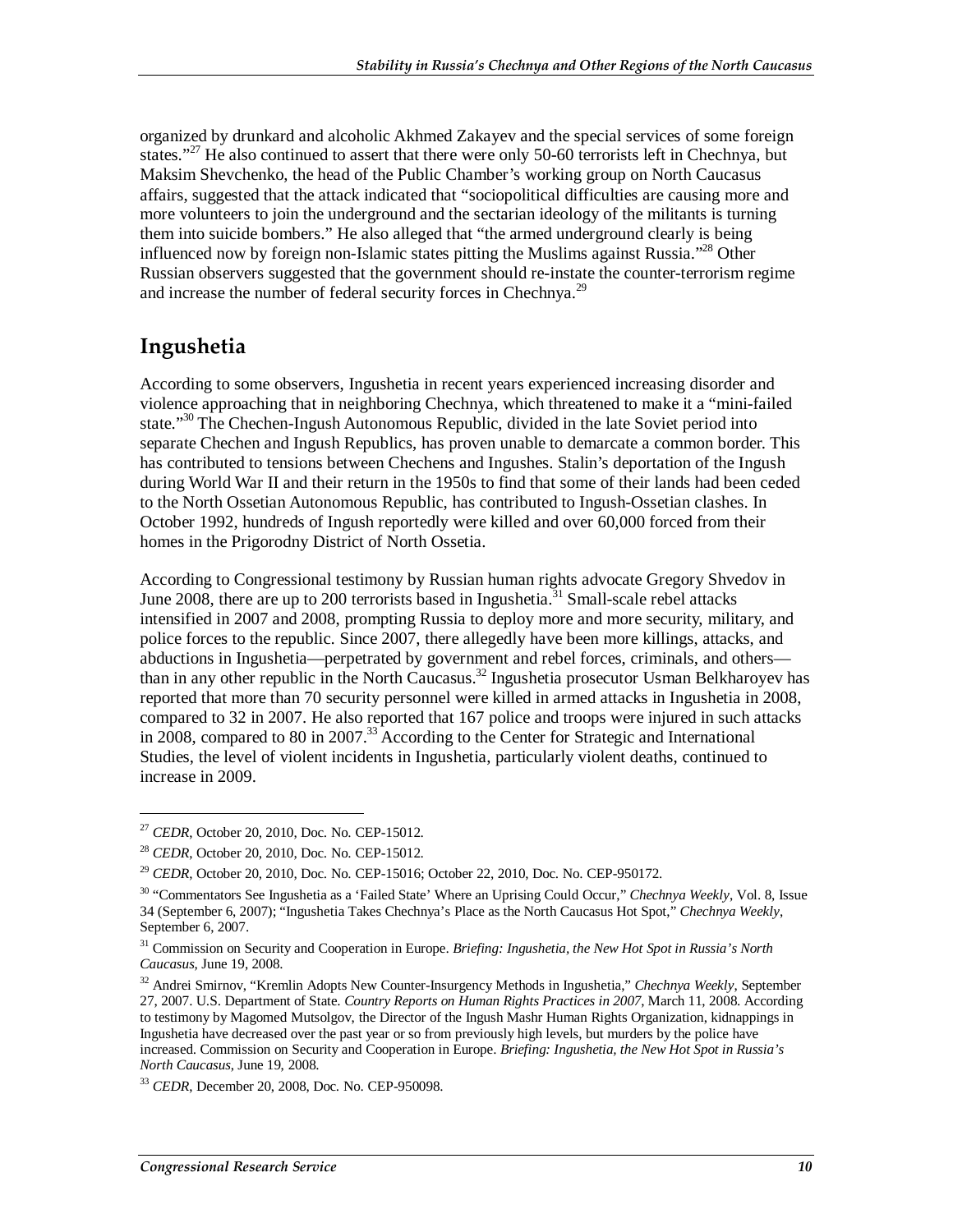organized by drunkard and alcoholic Akhmed Zakayev and the special services of some foreign states."[27] He also continued to assert that there were only 50-60 terrorists left in Chechnya, but Maksim Shevchenko, the head of the Public Chamber's working group on North Caucasus affairs, suggested that the attack indicated that "sociopolitical difficulties are causing more and more volunteers to join the underground and the sectarian ideology of the militants is turning them into suicide bombers." He also alleged that "the armed underground clearly is being influenced now by foreign non-Islamic states pitting the Muslims against Russia."[28] Other Russian observers suggested that the government should re-instate the counter-terrorism regime and increase the number of federal security forces in Chechnya.[29]

## Ingushetia

According to some observers, Ingushetia in recent years experienced increasing disorder and violence approaching that in neighboring Chechnya, which threatened to make it a "mini-failed state."[30] The Chechen-Ingush Autonomous Republic, divided in the late Soviet period into separate Chechen and Ingush Republics, has proven unable to demarcate a common border. This has contributed to tensions between Chechens and Ingushes. Stalin's deportation of the Ingush during World War II and their return in the 1950s to find that some of their lands had been ceded to the North Ossetian Autonomous Republic, has contributed to Ingush-Ossetian clashes. In October 1992, hundreds of Ingush reportedly were killed and over 60,000 forced from their homes in the Prigorodny District of North Ossetia.

According to Congressional testimony by Russian human rights advocate Gregory Shvedov in June 2008, there are up to 200 terrorists based in Ingushetia.[31] Small-scale rebel attacks intensified in 2007 and 2008, prompting Russia to deploy more and more security, military, and police forces to the republic. Since 2007, there allegedly have been more killings, attacks, and abductions in Ingushetia—perpetrated by government and rebel forces, criminals, and others—than in any other republic in the North Caucasus.[32] Ingushetia prosecutor Usman Belkharoyev has reported that more than 70 security personnel were killed in armed attacks in Ingushetia in 2008, compared to 32 in 2007. He also reported that 167 police and troops were injured in such attacks in 2008, compared to 80 in 2007.[33] According to the Center for Strategic and International Studies, the level of violent incidents in Ingushetia, particularly violent deaths, continued to increase in 2009.

---

[27] *CEDR*, October 20, 2010, Doc. No. CEP-15012.

[28] *CEDR*, October 20, 2010, Doc. No. CEP-15012.

[29] *CEDR*, October 20, 2010, Doc. No. CEP-15016; October 22, 2010, Doc. No. CEP-950172.

[30] "Commentators See Ingushetia as a 'Failed State' Where an Uprising Could Occur," *Chechnya Weekly*, Vol. 8, Issue 34 (September 6, 2007); "Ingushetia Takes Chechnya's Place as the North Caucasus Hot Spot," *Chechnya Weekly*, September 6, 2007.

[31] Commission on Security and Cooperation in Europe. *Briefing: Ingushetia, the New Hot Spot in Russia's North Caucasus*, June 19, 2008.

[32] Andrei Smirnov, "Kremlin Adopts New Counter-Insurgency Methods in Ingushetia," *Chechnya Weekly*, September 27, 2007. U.S. Department of State. *Country Reports on Human Rights Practices in 2007*, March 11, 2008. According to testimony by Magomed Mutsolgov, the Director of the Ingush Mashr Human Rights Organization, kidnappings in Ingushetia have decreased over the past year or so from previously high levels, but murders by the police have increased. Commission on Security and Cooperation in Europe. *Briefing: Ingushetia, the New Hot Spot in Russia's North Caucasus*, June 19, 2008.

[33] *CEDR*, December 20, 2008, Doc. No. CEP-950098.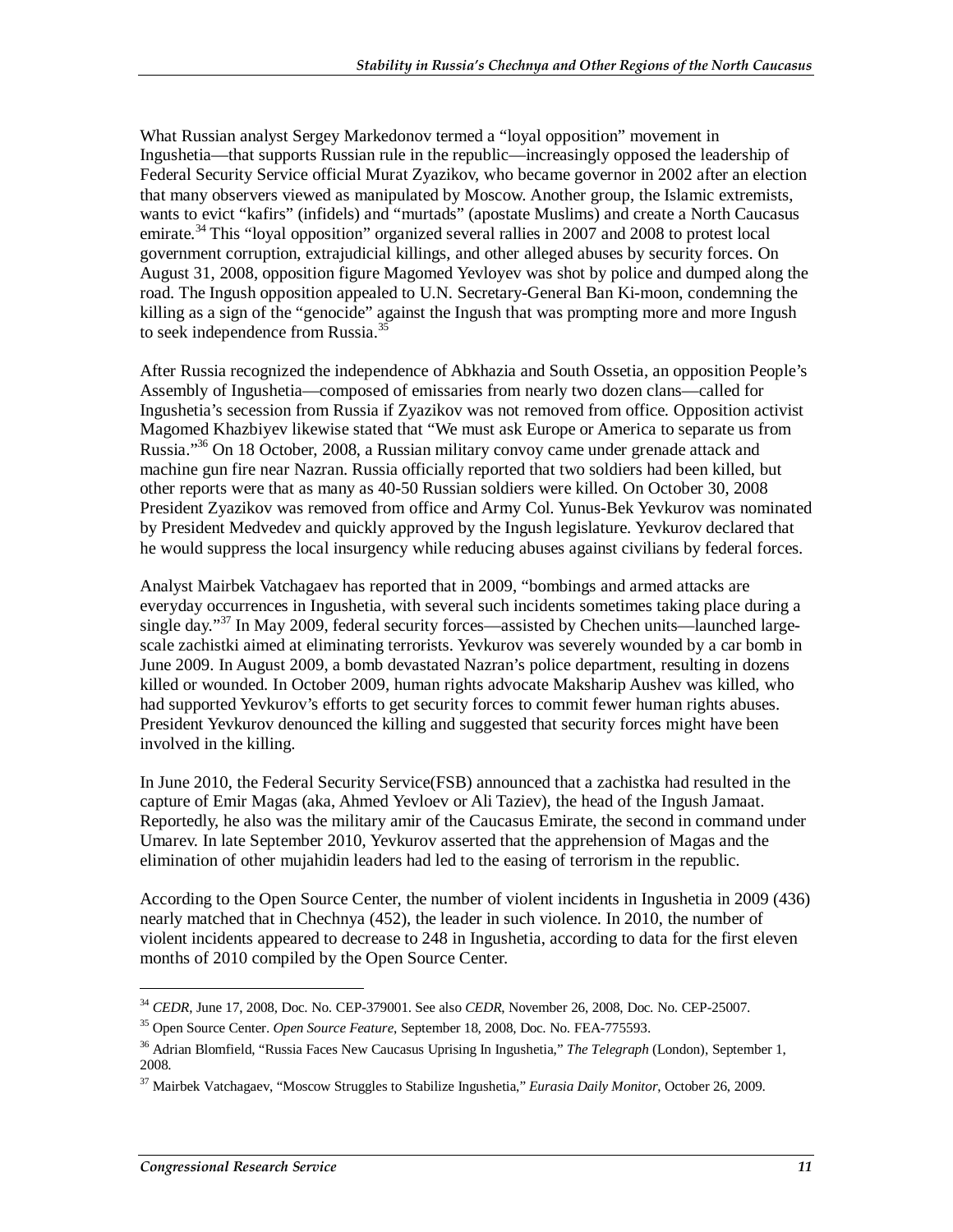What Russian analyst Sergey Markedonov termed a "loyal opposition" movement in Ingushetia—that supports Russian rule in the republic—increasingly opposed the leadership of Federal Security Service official Murat Zyazikov, who became governor in 2002 after an election that many observers viewed as manipulated by Moscow. Another group, the Islamic extremists, wants to evict "kafirs" (infidels) and "murtads" (apostate Muslims) and create a North Caucasus emirate.[34] This "loyal opposition" organized several rallies in 2007 and 2008 to protest local government corruption, extrajudicial killings, and other alleged abuses by security forces. On August 31, 2008, opposition figure Magomed Yevloyev was shot by police and dumped along the road. The Ingush opposition appealed to U.N. Secretary-General Ban Ki-moon, condemning the killing as a sign of the "genocide" against the Ingush that was prompting more and more Ingush to seek independence from Russia.[35]

After Russia recognized the independence of Abkhazia and South Ossetia, an opposition People's Assembly of Ingushetia—composed of emissaries from nearly two dozen clans—called for Ingushetia's secession from Russia if Zyazikov was not removed from office. Opposition activist Magomed Khazbiyev likewise stated that "We must ask Europe or America to separate us from Russia."[36] On 18 October, 2008, a Russian military convoy came under grenade attack and machine gun fire near Nazran. Russia officially reported that two soldiers had been killed, but other reports were that as many as 40-50 Russian soldiers were killed. On October 30, 2008 President Zyazikov was removed from office and Army Col. Yunus-Bek Yevkurov was nominated by President Medvedev and quickly approved by the Ingush legislature. Yevkurov declared that he would suppress the local insurgency while reducing abuses against civilians by federal forces.

Analyst Mairbek Vatchagaev has reported that in 2009, "bombings and armed attacks are everyday occurrences in Ingushetia, with several such incidents sometimes taking place during a single day."[37] In May 2009, federal security forces—assisted by Chechen units—launched large-scale zachistki aimed at eliminating terrorists. Yevkurov was severely wounded by a car bomb in June 2009. In August 2009, a bomb devastated Nazran's police department, resulting in dozens killed or wounded. In October 2009, human rights advocate Maksharip Aushev was killed, who had supported Yevkurov's efforts to get security forces to commit fewer human rights abuses. President Yevkurov denounced the killing and suggested that security forces might have been involved in the killing.

In June 2010, the Federal Security Service(FSB) announced that a zachistka had resulted in the capture of Emir Magas (aka, Ahmed Yevloev or Ali Taziev), the head of the Ingush Jamaat. Reportedly, he also was the military amir of the Caucasus Emirate, the second in command under Umarev. In late September 2010, Yevkurov asserted that the apprehension of Magas and the elimination of other mujahidin leaders had led to the easing of terrorism in the republic.

According to the Open Source Center, the number of violent incidents in Ingushetia in 2009 (436) nearly matched that in Chechnya (452), the leader in such violence. In 2010, the number of violent incidents appeared to decrease to 248 in Ingushetia, according to data for the first eleven months of 2010 compiled by the Open Source Center.

---

[34] *CEDR*, June 17, 2008, Doc. No. CEP-379001. See also *CEDR*, November 26, 2008, Doc. No. CEP-25007.

[35] Open Source Center. *Open Source Feature*, September 18, 2008, Doc. No. FEA-775593.

[36] Adrian Blomfield, "Russia Faces New Caucasus Uprising In Ingushetia," *The Telegraph* (London), September 1, 2008.

[37] Mairbek Vatchagaev, "Moscow Struggles to Stabilize Ingushetia," *Eurasia Daily Monitor*, October 26, 2009.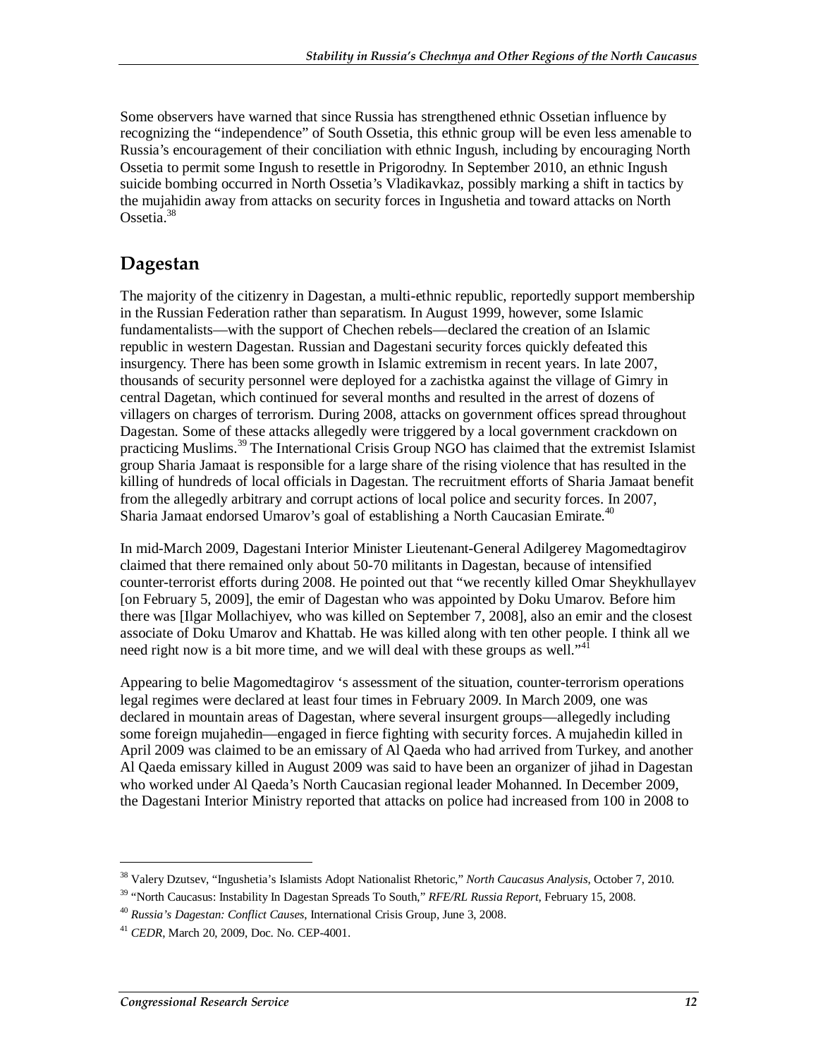Some observers have warned that since Russia has strengthened ethnic Ossetian influence by recognizing the "independence" of South Ossetia, this ethnic group will be even less amenable to Russia's encouragement of their conciliation with ethnic Ingush, including by encouraging North Ossetia to permit some Ingush to resettle in Prigorodny. In September 2010, an ethnic Ingush suicide bombing occurred in North Ossetia's Vladikavkaz, possibly marking a shift in tactics by the mujahidin away from attacks on security forces in Ingushetia and toward attacks on North Ossetia.[38]

## Dagestan

The majority of the citizenry in Dagestan, a multi-ethnic republic, reportedly support membership in the Russian Federation rather than separatism. In August 1999, however, some Islamic fundamentalists—with the support of Chechen rebels—declared the creation of an Islamic republic in western Dagestan. Russian and Dagestani security forces quickly defeated this insurgency. There has been some growth in Islamic extremism in recent years. In late 2007, thousands of security personnel were deployed for a zachistka against the village of Gimry in central Dagetan, which continued for several months and resulted in the arrest of dozens of villagers on charges of terrorism. During 2008, attacks on government offices spread throughout Dagestan. Some of these attacks allegedly were triggered by a local government crackdown on practicing Muslims.[39] The International Crisis Group NGO has claimed that the extremist Islamist group Sharia Jamaat is responsible for a large share of the rising violence that has resulted in the killing of hundreds of local officials in Dagestan. The recruitment efforts of Sharia Jamaat benefit from the allegedly arbitrary and corrupt actions of local police and security forces. In 2007, Sharia Jamaat endorsed Umarov's goal of establishing a North Caucasian Emirate.[40]

In mid-March 2009, Dagestani Interior Minister Lieutenant-General Adilgerey Magomedtagirov claimed that there remained only about 50-70 militants in Dagestan, because of intensified counter-terrorist efforts during 2008. He pointed out that "we recently killed Omar Sheykhullayev [on February 5, 2009], the emir of Dagestan who was appointed by Doku Umarov. Before him there was [Ilgar Mollachiyev, who was killed on September 7, 2008], also an emir and the closest associate of Doku Umarov and Khattab. He was killed along with ten other people. I think all we need right now is a bit more time, and we will deal with these groups as well."[41]

Appearing to belie Magomedtagirov 's assessment of the situation, counter-terrorism operations legal regimes were declared at least four times in February 2009. In March 2009, one was declared in mountain areas of Dagestan, where several insurgent groups—allegedly including some foreign mujahedin—engaged in fierce fighting with security forces. A mujahedin killed in April 2009 was claimed to be an emissary of Al Qaeda who had arrived from Turkey, and another Al Qaeda emissary killed in August 2009 was said to have been an organizer of jihad in Dagestan who worked under Al Qaeda's North Caucasian regional leader Mohanned. In December 2009, the Dagestani Interior Ministry reported that attacks on police had increased from 100 in 2008 to

---

[38] Valery Dzutsev, "Ingushetia's Islamists Adopt Nationalist Rhetoric," *North Caucasus Analysis*, October 7, 2010.

[39] "North Caucasus: Instability In Dagestan Spreads To South," *RFE/RL Russia Report*, February 15, 2008.

[40] *Russia's Dagestan: Conflict Causes*, International Crisis Group, June 3, 2008.

[41] *CEDR*, March 20, 2009, Doc. No. CEP-4001.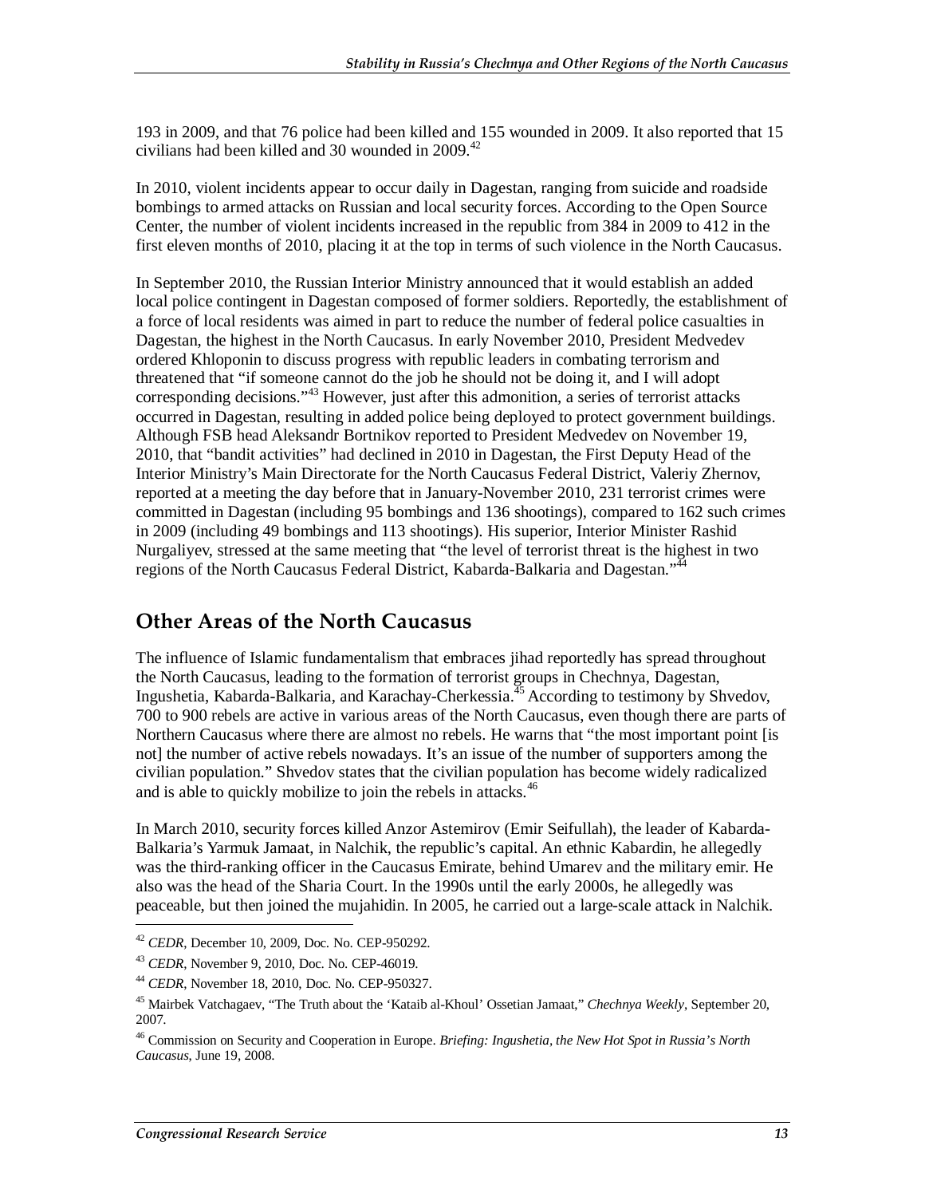193 in 2009, and that 76 police had been killed and 155 wounded in 2009. It also reported that 15 civilians had been killed and 30 wounded in 2009.[42]

In 2010, violent incidents appear to occur daily in Dagestan, ranging from suicide and roadside bombings to armed attacks on Russian and local security forces. According to the Open Source Center, the number of violent incidents increased in the republic from 384 in 2009 to 412 in the first eleven months of 2010, placing it at the top in terms of such violence in the North Caucasus.

In September 2010, the Russian Interior Ministry announced that it would establish an added local police contingent in Dagestan composed of former soldiers. Reportedly, the establishment of a force of local residents was aimed in part to reduce the number of federal police casualties in Dagestan, the highest in the North Caucasus. In early November 2010, President Medvedev ordered Khloponin to discuss progress with republic leaders in combating terrorism and threatened that "if someone cannot do the job he should not be doing it, and I will adopt corresponding decisions."[43] However, just after this admonition, a series of terrorist attacks occurred in Dagestan, resulting in added police being deployed to protect government buildings. Although FSB head Aleksandr Bortnikov reported to President Medvedev on November 19, 2010, that "bandit activities" had declined in 2010 in Dagestan, the First Deputy Head of the Interior Ministry's Main Directorate for the North Caucasus Federal District, Valeriy Zhernov, reported at a meeting the day before that in January-November 2010, 231 terrorist crimes were committed in Dagestan (including 95 bombings and 136 shootings), compared to 162 such crimes in 2009 (including 49 bombings and 113 shootings). His superior, Interior Minister Rashid Nurgaliyev, stressed at the same meeting that "the level of terrorist threat is the highest in two regions of the North Caucasus Federal District, Kabarda-Balkaria and Dagestan."[44]

## Other Areas of the North Caucasus

The influence of Islamic fundamentalism that embraces jihad reportedly has spread throughout the North Caucasus, leading to the formation of terrorist groups in Chechnya, Dagestan, Ingushetia, Kabarda-Balkaria, and Karachay-Cherkessia.[45] According to testimony by Shvedov, 700 to 900 rebels are active in various areas of the North Caucasus, even though there are parts of Northern Caucasus where there are almost no rebels. He warns that "the most important point [is not] the number of active rebels nowadays. It's an issue of the number of supporters among the civilian population." Shvedov states that the civilian population has become widely radicalized and is able to quickly mobilize to join the rebels in attacks.[46]

In March 2010, security forces killed Anzor Astemirov (Emir Seifullah), the leader of Kabarda-Balkaria's Yarmuk Jamaat, in Nalchik, the republic's capital. An ethnic Kabardin, he allegedly was the third-ranking officer in the Caucasus Emirate, behind Umarev and the military emir. He also was the head of the Sharia Court. In the 1990s until the early 2000s, he allegedly was peaceable, but then joined the mujahidin. In 2005, he carried out a large-scale attack in Nalchik.

---

[42] *CEDR*, December 10, 2009, Doc. No. CEP-950292.

[43] *CEDR*, November 9, 2010, Doc. No. CEP-46019.

[44] *CEDR*, November 18, 2010, Doc. No. CEP-950327.

[45] Mairbek Vatchagaev, "The Truth about the 'Kataib al-Khoul' Ossetian Jamaat," *Chechnya Weekly*, September 20, 2007.

[46] Commission on Security and Cooperation in Europe. *Briefing: Ingushetia, the New Hot Spot in Russia's North Caucasus*, June 19, 2008.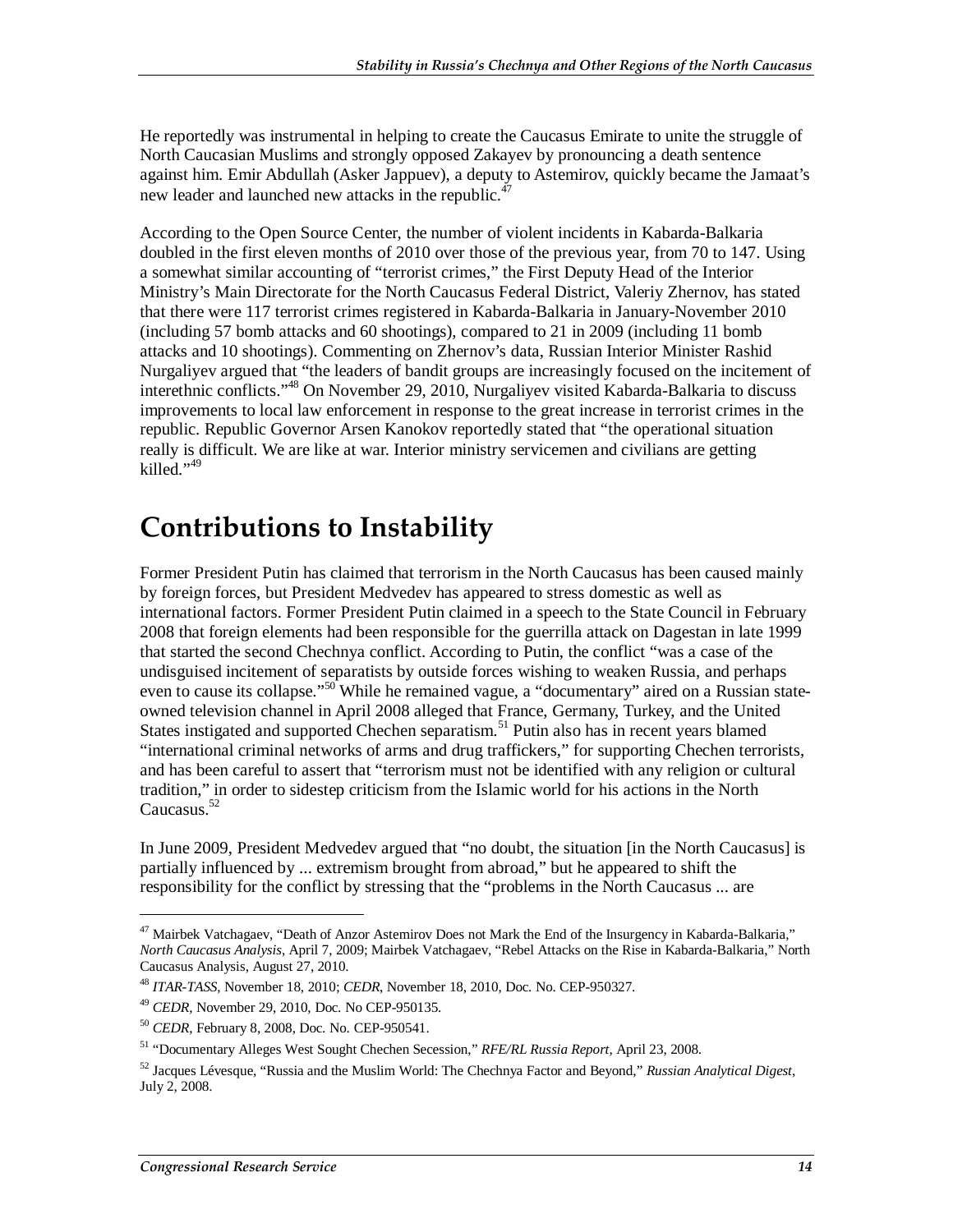He reportedly was instrumental in helping to create the Caucasus Emirate to unite the struggle of North Caucasian Muslims and strongly opposed Zakayev by pronouncing a death sentence against him. Emir Abdullah (Asker Jappuev), a deputy to Astemirov, quickly became the Jamaat's new leader and launched new attacks in the republic.[47]

According to the Open Source Center, the number of violent incidents in Kabarda-Balkaria doubled in the first eleven months of 2010 over those of the previous year, from 70 to 147. Using a somewhat similar accounting of "terrorist crimes," the First Deputy Head of the Interior Ministry's Main Directorate for the North Caucasus Federal District, Valeriy Zhernov, has stated that there were 117 terrorist crimes registered in Kabarda-Balkaria in January-November 2010 (including 57 bomb attacks and 60 shootings), compared to 21 in 2009 (including 11 bomb attacks and 10 shootings). Commenting on Zhernov's data, Russian Interior Minister Rashid Nurgaliyev argued that "the leaders of bandit groups are increasingly focused on the incitement of interethnic conflicts."[48] On November 29, 2010, Nurgaliyev visited Kabarda-Balkaria to discuss improvements to local law enforcement in response to the great increase in terrorist crimes in the republic. Republic Governor Arsen Kanokov reportedly stated that "the operational situation really is difficult. We are like at war. Interior ministry servicemen and civilians are getting killed."[49]

# Contributions to Instability

Former President Putin has claimed that terrorism in the North Caucasus has been caused mainly by foreign forces, but President Medvedev has appeared to stress domestic as well as international factors. Former President Putin claimed in a speech to the State Council in February 2008 that foreign elements had been responsible for the guerrilla attack on Dagestan in late 1999 that started the second Chechnya conflict. According to Putin, the conflict "was a case of the undisguised incitement of separatists by outside forces wishing to weaken Russia, and perhaps even to cause its collapse."[50] While he remained vague, a "documentary" aired on a Russian state-owned television channel in April 2008 alleged that France, Germany, Turkey, and the United States instigated and supported Chechen separatism.[51] Putin also has in recent years blamed "international criminal networks of arms and drug traffickers," for supporting Chechen terrorists, and has been careful to assert that "terrorism must not be identified with any religion or cultural tradition," in order to sidestep criticism from the Islamic world for his actions in the North Caucasus.[52]

In June 2009, President Medvedev argued that "no doubt, the situation [in the North Caucasus] is partially influenced by ... extremism brought from abroad," but he appeared to shift the responsibility for the conflict by stressing that the "problems in the North Caucasus ... are

---

[47] Mairbek Vatchagaev, "Death of Anzor Astemirov Does not Mark the End of the Insurgency in Kabarda-Balkaria," *North Caucasus Analysis*, April 7, 2009; Mairbek Vatchagaev, "Rebel Attacks on the Rise in Kabarda-Balkaria," North Caucasus Analysis, August 27, 2010.

[48] *ITAR-TASS*, November 18, 2010; *CEDR*, November 18, 2010, Doc. No. CEP-950327.

[49] *CEDR*, November 29, 2010, Doc. No CEP-950135.

[50] *CEDR*, February 8, 2008, Doc. No. CEP-950541.

[51] "Documentary Alleges West Sought Chechen Secession," *RFE/RL Russia Report*, April 23, 2008.

[52] Jacques Lévesque, "Russia and the Muslim World: The Chechnya Factor and Beyond," *Russian Analytical Digest*, July 2, 2008.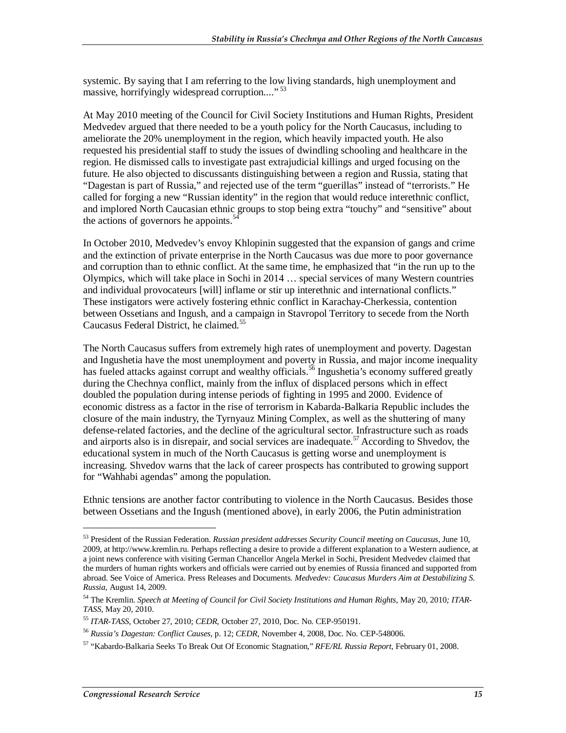systemic. By saying that I am referring to the low living standards, high unemployment and massive, horrifyingly widespread corruption...."[53]

At May 2010 meeting of the Council for Civil Society Institutions and Human Rights, President Medvedev argued that there needed to be a youth policy for the North Caucasus, including to ameliorate the 20% unemployment in the region, which heavily impacted youth. He also requested his presidential staff to study the issues of dwindling schooling and healthcare in the region. He dismissed calls to investigate past extrajudicial killings and urged focusing on the future. He also objected to discussants distinguishing between a region and Russia, stating that "Dagestan is part of Russia," and rejected use of the term "guerillas" instead of "terrorists." He called for forging a new "Russian identity" in the region that would reduce interethnic conflict, and implored North Caucasian ethnic groups to stop being extra "touchy" and "sensitive" about the actions of governors he appoints.[54]

In October 2010, Medvedev's envoy Khlopinin suggested that the expansion of gangs and crime and the extinction of private enterprise in the North Caucasus was due more to poor governance and corruption than to ethnic conflict. At the same time, he emphasized that "in the run up to the Olympics, which will take place in Sochi in 2014 … special services of many Western countries and individual provocateurs [will] inflame or stir up interethnic and international conflicts." These instigators were actively fostering ethnic conflict in Karachay-Cherkessia, contention between Ossetians and Ingush, and a campaign in Stavropol Territory to secede from the North Caucasus Federal District, he claimed.[55]

The North Caucasus suffers from extremely high rates of unemployment and poverty. Dagestan and Ingushetia have the most unemployment and poverty in Russia, and major income inequality has fueled attacks against corrupt and wealthy officials.[56] Ingushetia's economy suffered greatly during the Chechnya conflict, mainly from the influx of displaced persons which in effect doubled the population during intense periods of fighting in 1995 and 2000. Evidence of economic distress as a factor in the rise of terrorism in Kabarda-Balkaria Republic includes the closure of the main industry, the Tyrnyauz Mining Complex, as well as the shuttering of many defense-related factories, and the decline of the agricultural sector. Infrastructure such as roads and airports also is in disrepair, and social services are inadequate.[57] According to Shvedov, the educational system in much of the North Caucasus is getting worse and unemployment is increasing. Shvedov warns that the lack of career prospects has contributed to growing support for "Wahhabi agendas" among the population.

Ethnic tensions are another factor contributing to violence in the North Caucasus. Besides those between Ossetians and the Ingush (mentioned above), in early 2006, the Putin administration

---

[53] President of the Russian Federation. *Russian president addresses Security Council meeting on Caucasus*, June 10, 2009, at http://www.kremlin.ru. Perhaps reflecting a desire to provide a different explanation to a Western audience, at a joint news conference with visiting German Chancellor Angela Merkel in Sochi, President Medvedev claimed that the murders of human rights workers and officials were carried out by enemies of Russia financed and supported from abroad. See Voice of America. Press Releases and Documents. *Medvedev: Caucasus Murders Aim at Destabilizing S. Russia*, August 14, 2009.

[54] The Kremlin. *Speech at Meeting of Council for Civil Society Institutions and Human Rights*, May 20, 2010*; ITAR-TASS*, May 20, 2010.

[55] *ITAR-TASS*, October 27, 2010; *CEDR*, October 27, 2010, Doc. No. CEP-950191.

[56] *Russia's Dagestan: Conflict Causes*, p. 12; *CEDR*, November 4, 2008, Doc. No. CEP-548006.

[57] "Kabardo-Balkaria Seeks To Break Out Of Economic Stagnation," *RFE/RL Russia Report*, February 01, 2008.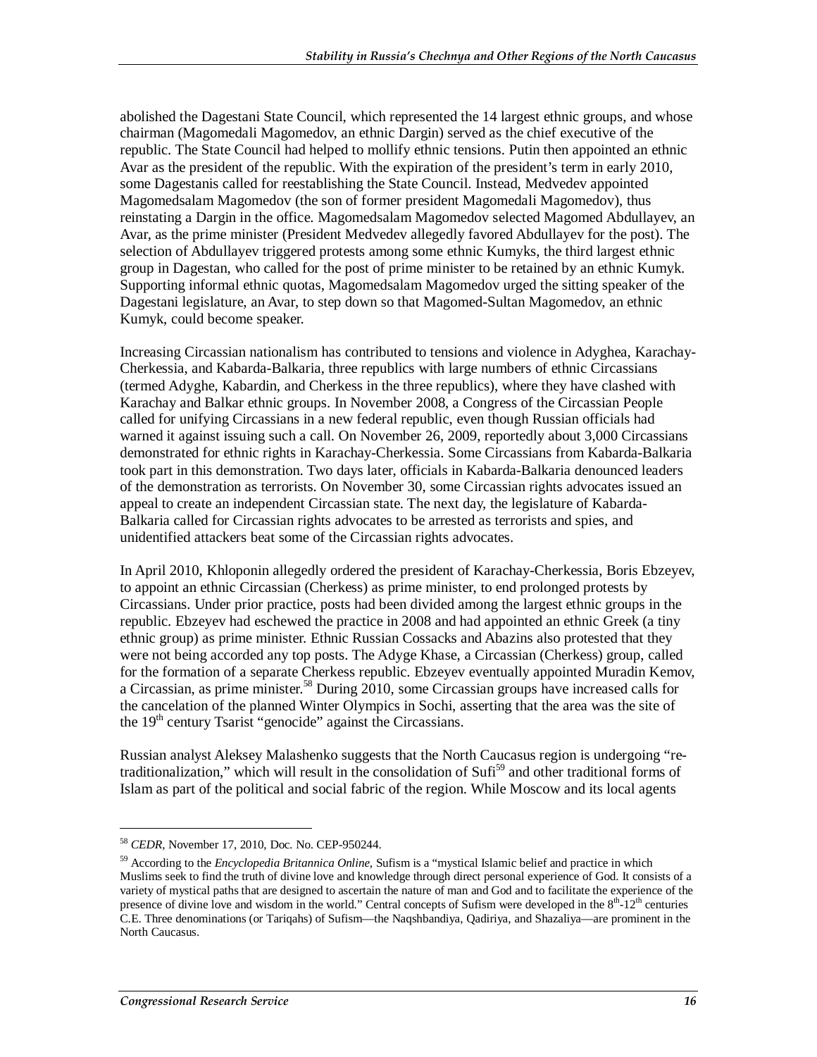abolished the Dagestani State Council, which represented the 14 largest ethnic groups, and whose chairman (Magomedali Magomedov, an ethnic Dargin) served as the chief executive of the republic. The State Council had helped to mollify ethnic tensions. Putin then appointed an ethnic Avar as the president of the republic. With the expiration of the president's term in early 2010, some Dagestanis called for reestablishing the State Council. Instead, Medvedev appointed Magomedsalam Magomedov (the son of former president Magomedali Magomedov), thus reinstating a Dargin in the office. Magomedsalam Magomedov selected Magomed Abdullayev, an Avar, as the prime minister (President Medvedev allegedly favored Abdullayev for the post). The selection of Abdullayev triggered protests among some ethnic Kumyks, the third largest ethnic group in Dagestan, who called for the post of prime minister to be retained by an ethnic Kumyk. Supporting informal ethnic quotas, Magomedsalam Magomedov urged the sitting speaker of the Dagestani legislature, an Avar, to step down so that Magomed-Sultan Magomedov, an ethnic Kumyk, could become speaker.

Increasing Circassian nationalism has contributed to tensions and violence in Adyghea, Karachay-Cherkessia, and Kabarda-Balkaria, three republics with large numbers of ethnic Circassians (termed Adyghe, Kabardin, and Cherkess in the three republics), where they have clashed with Karachay and Balkar ethnic groups. In November 2008, a Congress of the Circassian People called for unifying Circassians in a new federal republic, even though Russian officials had warned it against issuing such a call. On November 26, 2009, reportedly about 3,000 Circassians demonstrated for ethnic rights in Karachay-Cherkessia. Some Circassians from Kabarda-Balkaria took part in this demonstration. Two days later, officials in Kabarda-Balkaria denounced leaders of the demonstration as terrorists. On November 30, some Circassian rights advocates issued an appeal to create an independent Circassian state. The next day, the legislature of Kabarda-Balkaria called for Circassian rights advocates to be arrested as terrorists and spies, and unidentified attackers beat some of the Circassian rights advocates.

In April 2010, Khloponin allegedly ordered the president of Karachay-Cherkessia, Boris Ebzeyev, to appoint an ethnic Circassian (Cherkess) as prime minister, to end prolonged protests by Circassians. Under prior practice, posts had been divided among the largest ethnic groups in the republic. Ebzeyev had eschewed the practice in 2008 and had appointed an ethnic Greek (a tiny ethnic group) as prime minister. Ethnic Russian Cossacks and Abazins also protested that they were not being accorded any top posts. The Adyge Khase, a Circassian (Cherkess) group, called for the formation of a separate Cherkess republic. Ebzeyev eventually appointed Muradin Kemov, a Circassian, as prime minister.[58] During 2010, some Circassian groups have increased calls for the cancelation of the planned Winter Olympics in Sochi, asserting that the area was the site of the 19th century Tsarist "genocide" against the Circassians.

Russian analyst Aleksey Malashenko suggests that the North Caucasus region is undergoing "re-traditionalization," which will result in the consolidation of Sufi[59] and other traditional forms of Islam as part of the political and social fabric of the region. While Moscow and its local agents

---

[58] *CEDR*, November 17, 2010, Doc. No. CEP-950244.

[59] According to the *Encyclopedia Britannica Online*, Sufism is a "mystical Islamic belief and practice in which Muslims seek to find the truth of divine love and knowledge through direct personal experience of God. It consists of a variety of mystical paths that are designed to ascertain the nature of man and God and to facilitate the experience of the presence of divine love and wisdom in the world." Central concepts of Sufism were developed in the 8th-12th centuries C.E. Three denominations (or Tariqahs) of Sufism—the Naqshbandiya, Qadiriya, and Shazaliya—are prominent in the North Caucasus.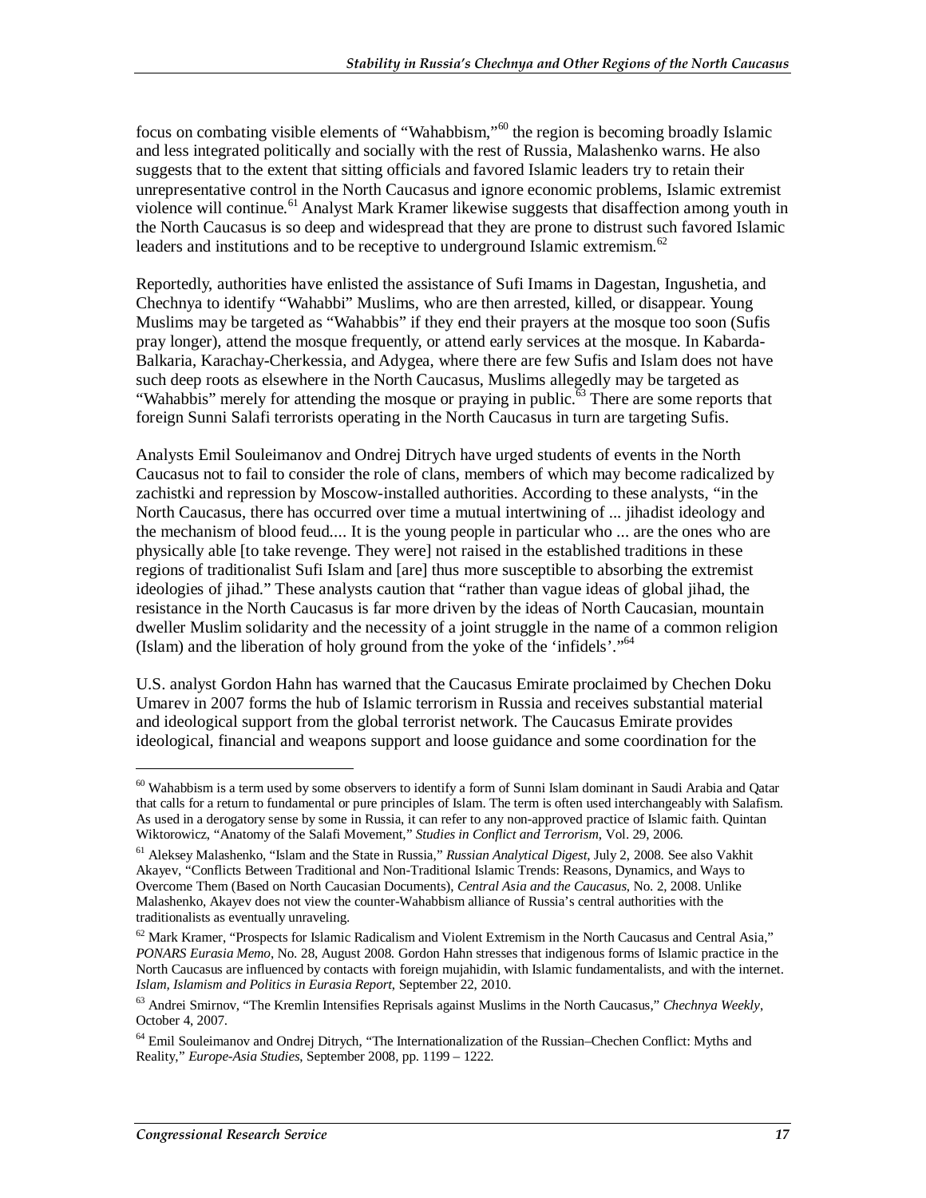focus on combating visible elements of "Wahabbism,"[60] the region is becoming broadly Islamic and less integrated politically and socially with the rest of Russia, Malashenko warns. He also suggests that to the extent that sitting officials and favored Islamic leaders try to retain their unrepresentative control in the North Caucasus and ignore economic problems, Islamic extremist violence will continue.[61] Analyst Mark Kramer likewise suggests that disaffection among youth in the North Caucasus is so deep and widespread that they are prone to distrust such favored Islamic leaders and institutions and to be receptive to underground Islamic extremism.[62]

Reportedly, authorities have enlisted the assistance of Sufi Imams in Dagestan, Ingushetia, and Chechnya to identify "Wahabbi" Muslims, who are then arrested, killed, or disappear. Young Muslims may be targeted as "Wahabbis" if they end their prayers at the mosque too soon (Sufis pray longer), attend the mosque frequently, or attend early services at the mosque. In Kabarda-Balkaria, Karachay-Cherkessia, and Adygea, where there are few Sufis and Islam does not have such deep roots as elsewhere in the North Caucasus, Muslims allegedly may be targeted as "Wahabbis" merely for attending the mosque or praying in public.[63] There are some reports that foreign Sunni Salafi terrorists operating in the North Caucasus in turn are targeting Sufis.

Analysts Emil Souleimanov and Ondrej Ditrych have urged students of events in the North Caucasus not to fail to consider the role of clans, members of which may become radicalized by zachistki and repression by Moscow-installed authorities. According to these analysts, "in the North Caucasus, there has occurred over time a mutual intertwining of ... jihadist ideology and the mechanism of blood feud.... It is the young people in particular who ... are the ones who are physically able [to take revenge. They were] not raised in the established traditions in these regions of traditionalist Sufi Islam and [are] thus more susceptible to absorbing the extremist ideologies of jihad." These analysts caution that "rather than vague ideas of global jihad, the resistance in the North Caucasus is far more driven by the ideas of North Caucasian, mountain dweller Muslim solidarity and the necessity of a joint struggle in the name of a common religion (Islam) and the liberation of holy ground from the yoke of the 'infidels'."[64]

U.S. analyst Gordon Hahn has warned that the Caucasus Emirate proclaimed by Chechen Doku Umarev in 2007 forms the hub of Islamic terrorism in Russia and receives substantial material and ideological support from the global terrorist network. The Caucasus Emirate provides ideological, financial and weapons support and loose guidance and some coordination for the

---

[60] Wahabbism is a term used by some observers to identify a form of Sunni Islam dominant in Saudi Arabia and Qatar that calls for a return to fundamental or pure principles of Islam. The term is often used interchangeably with Salafism. As used in a derogatory sense by some in Russia, it can refer to any non-approved practice of Islamic faith. Quintan Wiktorowicz, "Anatomy of the Salafi Movement," *Studies in Conflict and Terrorism*, Vol. 29, 2006.

[61] Aleksey Malashenko, "Islam and the State in Russia," *Russian Analytical Digest*, July 2, 2008. See also Vakhit Akayev, "Conflicts Between Traditional and Non-Traditional Islamic Trends: Reasons, Dynamics, and Ways to Overcome Them (Based on North Caucasian Documents), *Central Asia and the Caucasus*, No. 2, 2008. Unlike Malashenko, Akayev does not view the counter-Wahabbism alliance of Russia's central authorities with the traditionalists as eventually unraveling.

[62] Mark Kramer, "Prospects for Islamic Radicalism and Violent Extremism in the North Caucasus and Central Asia," *PONARS Eurasia Memo*, No. 28, August 2008. Gordon Hahn stresses that indigenous forms of Islamic practice in the North Caucasus are influenced by contacts with foreign mujahidin, with Islamic fundamentalists, and with the internet. *Islam, Islamism and Politics in Eurasia Report*, September 22, 2010.

[63] Andrei Smirnov, "The Kremlin Intensifies Reprisals against Muslims in the North Caucasus," *Chechnya Weekly*, October 4, 2007.

[64] Emil Souleimanov and Ondrej Ditrych, "The Internationalization of the Russian–Chechen Conflict: Myths and Reality," *Europe-Asia Studies*, September 2008, pp. 1199 – 1222.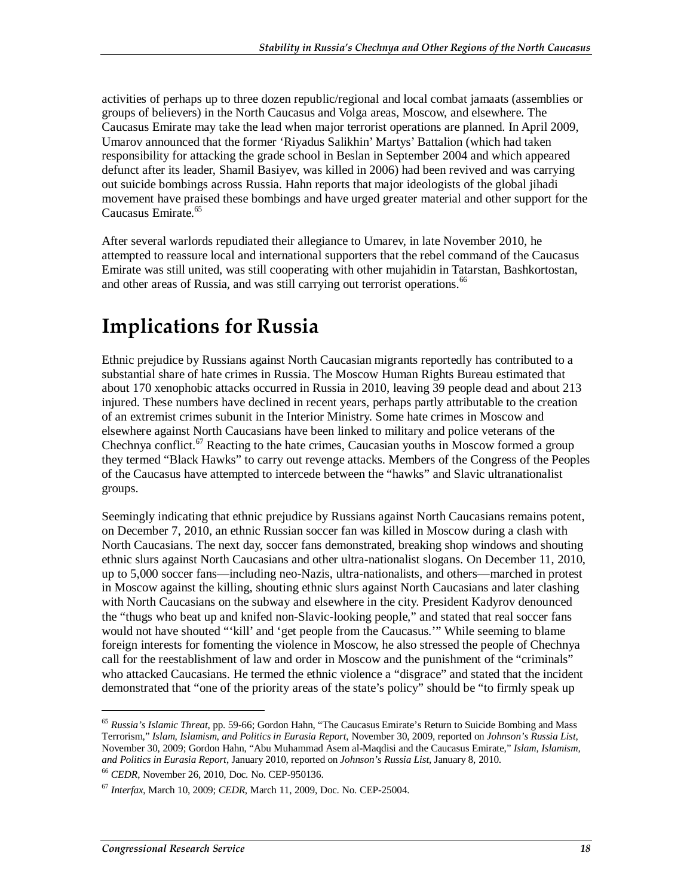activities of perhaps up to three dozen republic/regional and local combat jamaats (assemblies or groups of believers) in the North Caucasus and Volga areas, Moscow, and elsewhere. The Caucasus Emirate may take the lead when major terrorist operations are planned. In April 2009, Umarov announced that the former 'Riyadus Salikhin' Martys' Battalion (which had taken responsibility for attacking the grade school in Beslan in September 2004 and which appeared defunct after its leader, Shamil Basiyev, was killed in 2006) had been revived and was carrying out suicide bombings across Russia. Hahn reports that major ideologists of the global jihadi movement have praised these bombings and have urged greater material and other support for the Caucasus Emirate.[65]

After several warlords repudiated their allegiance to Umarev, in late November 2010, he attempted to reassure local and international supporters that the rebel command of the Caucasus Emirate was still united, was still cooperating with other mujahidin in Tatarstan, Bashkortostan, and other areas of Russia, and was still carrying out terrorist operations.[66]

# Implications for Russia

Ethnic prejudice by Russians against North Caucasian migrants reportedly has contributed to a substantial share of hate crimes in Russia. The Moscow Human Rights Bureau estimated that about 170 xenophobic attacks occurred in Russia in 2010, leaving 39 people dead and about 213 injured. These numbers have declined in recent years, perhaps partly attributable to the creation of an extremist crimes subunit in the Interior Ministry. Some hate crimes in Moscow and elsewhere against North Caucasians have been linked to military and police veterans of the Chechnya conflict.[67] Reacting to the hate crimes, Caucasian youths in Moscow formed a group they termed "Black Hawks" to carry out revenge attacks. Members of the Congress of the Peoples of the Caucasus have attempted to intercede between the "hawks" and Slavic ultranationalist groups.

Seemingly indicating that ethnic prejudice by Russians against North Caucasians remains potent, on December 7, 2010, an ethnic Russian soccer fan was killed in Moscow during a clash with North Caucasians. The next day, soccer fans demonstrated, breaking shop windows and shouting ethnic slurs against North Caucasians and other ultra-nationalist slogans. On December 11, 2010, up to 5,000 soccer fans—including neo-Nazis, ultra-nationalists, and others—marched in protest in Moscow against the killing, shouting ethnic slurs against North Caucasians and later clashing with North Caucasians on the subway and elsewhere in the city. President Kadyrov denounced the "thugs who beat up and knifed non-Slavic-looking people," and stated that real soccer fans would not have shouted "'kill' and 'get people from the Caucasus.'" While seeming to blame foreign interests for fomenting the violence in Moscow, he also stressed the people of Chechnya call for the reestablishment of law and order in Moscow and the punishment of the "criminals" who attacked Caucasians. He termed the ethnic violence a "disgrace" and stated that the incident demonstrated that "one of the priority areas of the state's policy" should be "to firmly speak up

---

[65] *Russia's Islamic Threat*, pp. 59-66; Gordon Hahn, "The Caucasus Emirate's Return to Suicide Bombing and Mass Terrorism," *Islam, Islamism, and Politics in Eurasia Report*, November 30, 2009, reported on *Johnson's Russia List*, November 30, 2009; Gordon Hahn, "Abu Muhammad Asem al-Maqdisi and the Caucasus Emirate," *Islam, Islamism, and Politics in Eurasia Report*, January 2010, reported on *Johnson's Russia List*, January 8, 2010.

[66] *CEDR*, November 26, 2010, Doc. No. CEP-950136.

[67] *Interfax*, March 10, 2009; *CEDR*, March 11, 2009, Doc. No. CEP-25004.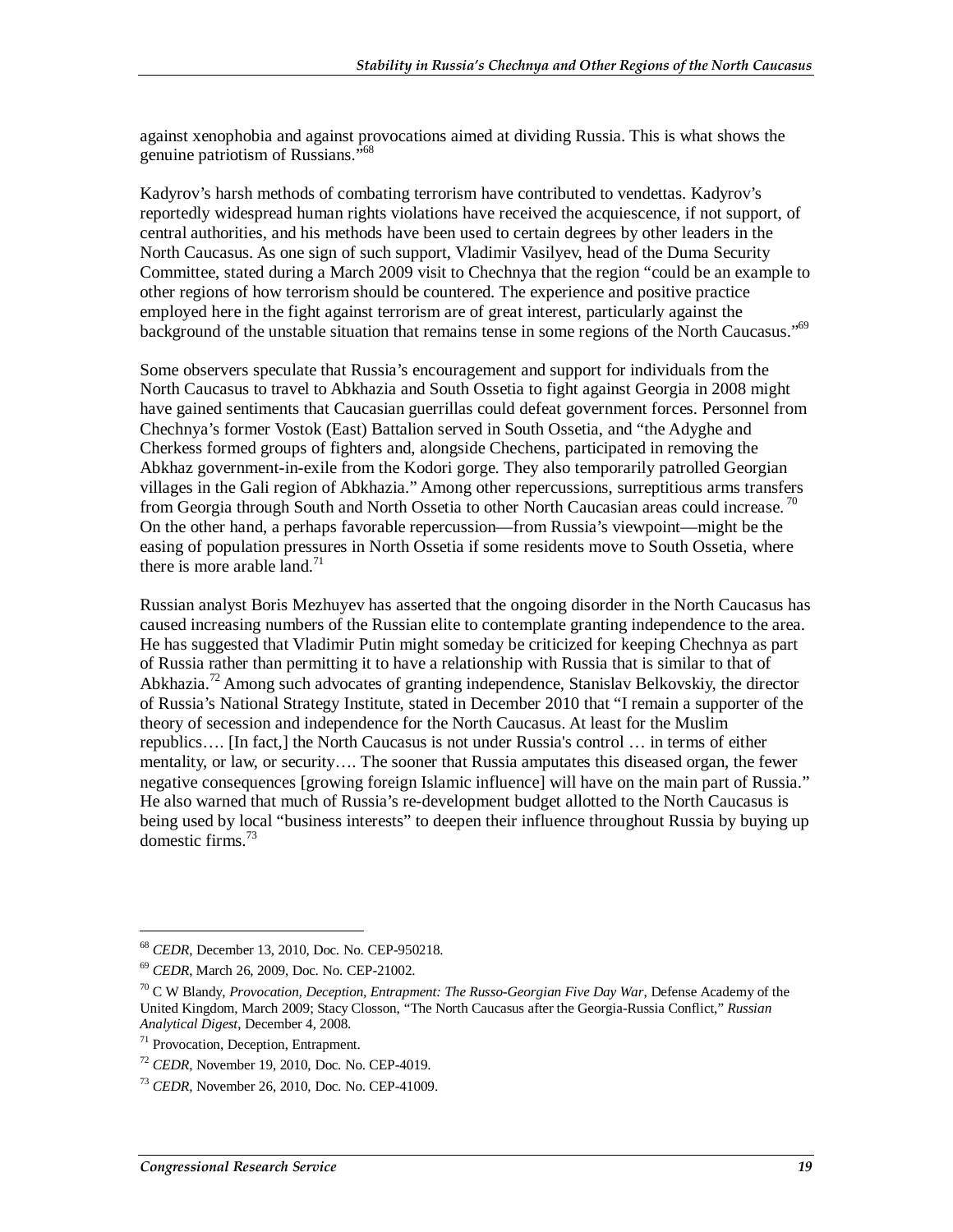against xenophobia and against provocations aimed at dividing Russia. This is what shows the genuine patriotism of Russians."[68]

Kadyrov's harsh methods of combating terrorism have contributed to vendettas. Kadyrov's reportedly widespread human rights violations have received the acquiescence, if not support, of central authorities, and his methods have been used to certain degrees by other leaders in the North Caucasus. As one sign of such support, Vladimir Vasilyev, head of the Duma Security Committee, stated during a March 2009 visit to Chechnya that the region "could be an example to other regions of how terrorism should be countered. The experience and positive practice employed here in the fight against terrorism are of great interest, particularly against the background of the unstable situation that remains tense in some regions of the North Caucasus."[69]

Some observers speculate that Russia's encouragement and support for individuals from the North Caucasus to travel to Abkhazia and South Ossetia to fight against Georgia in 2008 might have gained sentiments that Caucasian guerrillas could defeat government forces. Personnel from Chechnya's former Vostok (East) Battalion served in South Ossetia, and "the Adyghe and Cherkess formed groups of fighters and, alongside Chechens, participated in removing the Abkhaz government-in-exile from the Kodori gorge. They also temporarily patrolled Georgian villages in the Gali region of Abkhazia." Among other repercussions, surreptitious arms transfers from Georgia through South and North Ossetia to other North Caucasian areas could increase.[70] On the other hand, a perhaps favorable repercussion—from Russia's viewpoint—might be the easing of population pressures in North Ossetia if some residents move to South Ossetia, where there is more arable land.[71]

Russian analyst Boris Mezhuyev has asserted that the ongoing disorder in the North Caucasus has caused increasing numbers of the Russian elite to contemplate granting independence to the area. He has suggested that Vladimir Putin might someday be criticized for keeping Chechnya as part of Russia rather than permitting it to have a relationship with Russia that is similar to that of Abkhazia.[72] Among such advocates of granting independence, Stanislav Belkovskiy, the director of Russia's National Strategy Institute, stated in December 2010 that "I remain a supporter of the theory of secession and independence for the North Caucasus. At least for the Muslim republics…. [In fact,] the North Caucasus is not under Russia's control … in terms of either mentality, or law, or security…. The sooner that Russia amputates this diseased organ, the fewer negative consequences [growing foreign Islamic influence] will have on the main part of Russia." He also warned that much of Russia's re-development budget allotted to the North Caucasus is being used by local "business interests" to deepen their influence throughout Russia by buying up domestic firms.[73]

---

[68] *CEDR*, December 13, 2010, Doc. No. CEP-950218.

[69] *CEDR*, March 26, 2009, Doc. No. CEP-21002.

[70] C W Blandy, *Provocation, Deception, Entrapment: The Russo-Georgian Five Day War*, Defense Academy of the United Kingdom, March 2009; Stacy Closson, "The North Caucasus after the Georgia-Russia Conflict," *Russian Analytical Digest*, December 4, 2008.

[71] Provocation, Deception, Entrapment.

[72] *CEDR*, November 19, 2010, Doc. No. CEP-4019.

[73] *CEDR*, November 26, 2010, Doc. No. CEP-41009.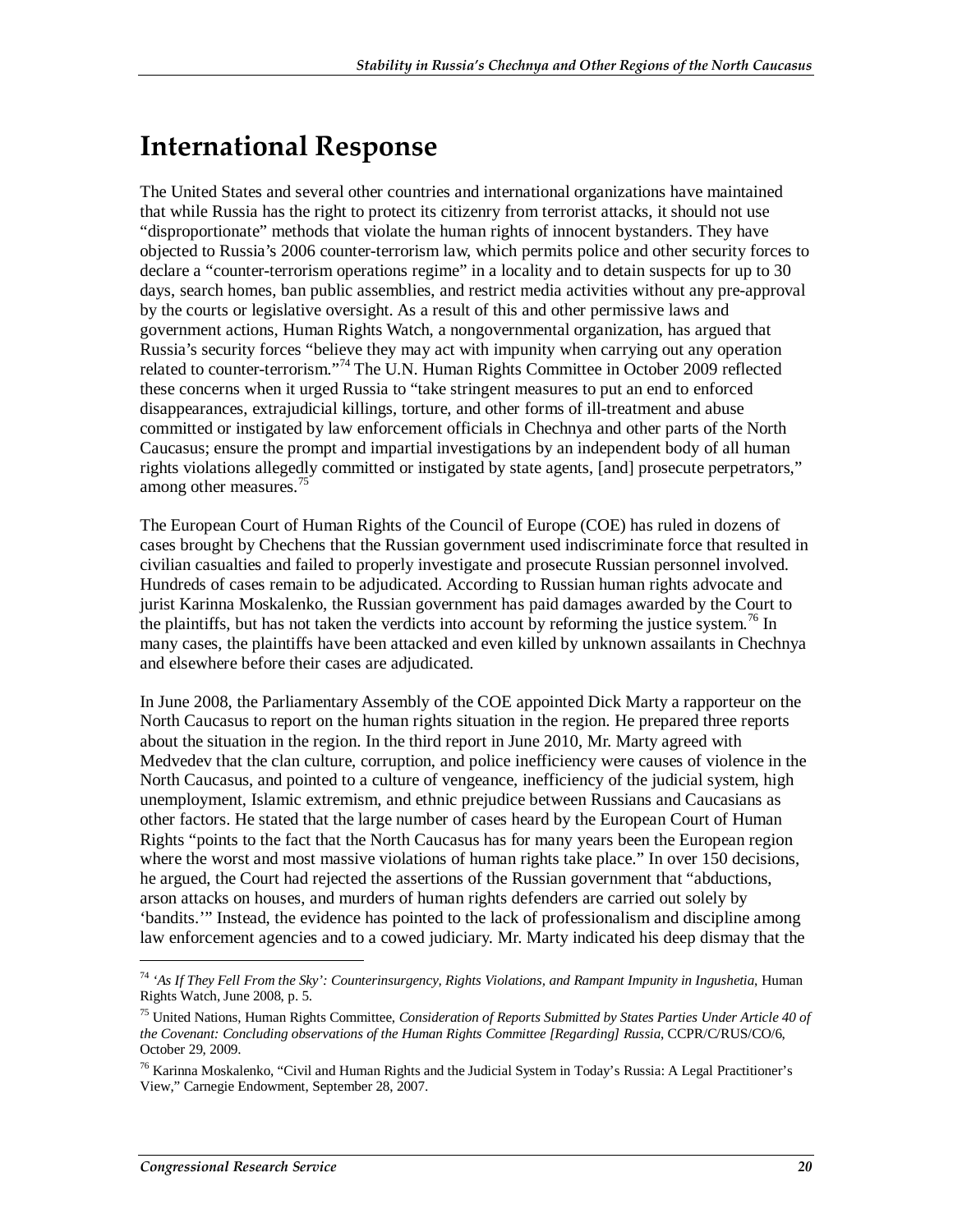# International Response

The United States and several other countries and international organizations have maintained that while Russia has the right to protect its citizenry from terrorist attacks, it should not use "disproportionate" methods that violate the human rights of innocent bystanders. They have objected to Russia's 2006 counter-terrorism law, which permits police and other security forces to declare a "counter-terrorism operations regime" in a locality and to detain suspects for up to 30 days, search homes, ban public assemblies, and restrict media activities without any pre-approval by the courts or legislative oversight. As a result of this and other permissive laws and government actions, Human Rights Watch, a nongovernmental organization, has argued that Russia's security forces "believe they may act with impunity when carrying out any operation related to counter-terrorism."[74] The U.N. Human Rights Committee in October 2009 reflected these concerns when it urged Russia to "take stringent measures to put an end to enforced disappearances, extrajudicial killings, torture, and other forms of ill-treatment and abuse committed or instigated by law enforcement officials in Chechnya and other parts of the North Caucasus; ensure the prompt and impartial investigations by an independent body of all human rights violations allegedly committed or instigated by state agents, [and] prosecute perpetrators," among other measures.[75]

The European Court of Human Rights of the Council of Europe (COE) has ruled in dozens of cases brought by Chechens that the Russian government used indiscriminate force that resulted in civilian casualties and failed to properly investigate and prosecute Russian personnel involved. Hundreds of cases remain to be adjudicated. According to Russian human rights advocate and jurist Karinna Moskalenko, the Russian government has paid damages awarded by the Court to the plaintiffs, but has not taken the verdicts into account by reforming the justice system.[76] In many cases, the plaintiffs have been attacked and even killed by unknown assailants in Chechnya and elsewhere before their cases are adjudicated.

In June 2008, the Parliamentary Assembly of the COE appointed Dick Marty a rapporteur on the North Caucasus to report on the human rights situation in the region. He prepared three reports about the situation in the region. In the third report in June 2010, Mr. Marty agreed with Medvedev that the clan culture, corruption, and police inefficiency were causes of violence in the North Caucasus, and pointed to a culture of vengeance, inefficiency of the judicial system, high unemployment, Islamic extremism, and ethnic prejudice between Russians and Caucasians as other factors. He stated that the large number of cases heard by the European Court of Human Rights "points to the fact that the North Caucasus has for many years been the European region where the worst and most massive violations of human rights take place." In over 150 decisions, he argued, the Court had rejected the assertions of the Russian government that "abductions, arson attacks on houses, and murders of human rights defenders are carried out solely by 'bandits.'" Instead, the evidence has pointed to the lack of professionalism and discipline among law enforcement agencies and to a cowed judiciary. Mr. Marty indicated his deep dismay that the

---

[74] *'As If They Fell From the Sky': Counterinsurgency, Rights Violations, and Rampant Impunity in Ingushetia*, Human Rights Watch, June 2008, p. 5.

[75] United Nations, Human Rights Committee, *Consideration of Reports Submitted by States Parties Under Article 40 of the Covenant: Concluding observations of the Human Rights Committee [Regarding] Russia*, CCPR/C/RUS/CO/6, October 29, 2009.

[76] Karinna Moskalenko, "Civil and Human Rights and the Judicial System in Today's Russia: A Legal Practitioner's View," Carnegie Endowment, September 28, 2007.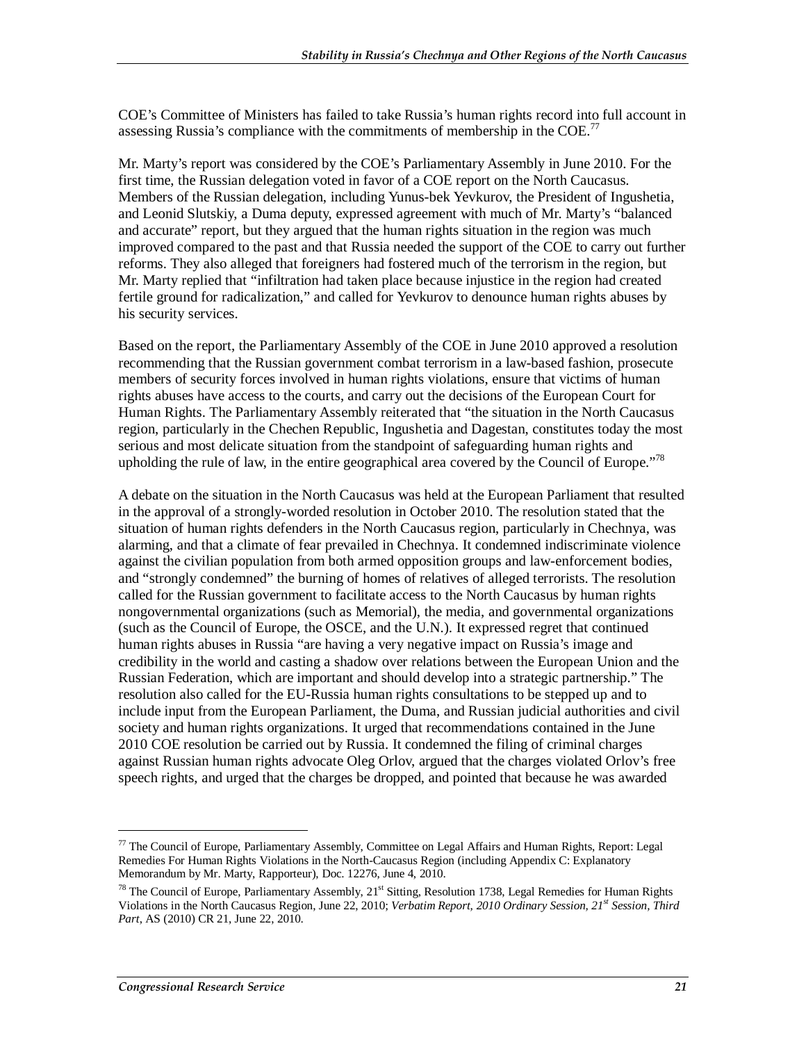COE's Committee of Ministers has failed to take Russia's human rights record into full account in assessing Russia's compliance with the commitments of membership in the COE.[77]

Mr. Marty's report was considered by the COE's Parliamentary Assembly in June 2010. For the first time, the Russian delegation voted in favor of a COE report on the North Caucasus. Members of the Russian delegation, including Yunus-bek Yevkurov, the President of Ingushetia, and Leonid Slutskiy, a Duma deputy, expressed agreement with much of Mr. Marty's "balanced and accurate" report, but they argued that the human rights situation in the region was much improved compared to the past and that Russia needed the support of the COE to carry out further reforms. They also alleged that foreigners had fostered much of the terrorism in the region, but Mr. Marty replied that "infiltration had taken place because injustice in the region had created fertile ground for radicalization," and called for Yevkurov to denounce human rights abuses by his security services.

Based on the report, the Parliamentary Assembly of the COE in June 2010 approved a resolution recommending that the Russian government combat terrorism in a law-based fashion, prosecute members of security forces involved in human rights violations, ensure that victims of human rights abuses have access to the courts, and carry out the decisions of the European Court for Human Rights. The Parliamentary Assembly reiterated that "the situation in the North Caucasus region, particularly in the Chechen Republic, Ingushetia and Dagestan, constitutes today the most serious and most delicate situation from the standpoint of safeguarding human rights and upholding the rule of law, in the entire geographical area covered by the Council of Europe."[78]

A debate on the situation in the North Caucasus was held at the European Parliament that resulted in the approval of a strongly-worded resolution in October 2010. The resolution stated that the situation of human rights defenders in the North Caucasus region, particularly in Chechnya, was alarming, and that a climate of fear prevailed in Chechnya. It condemned indiscriminate violence against the civilian population from both armed opposition groups and law-enforcement bodies, and "strongly condemned" the burning of homes of relatives of alleged terrorists. The resolution called for the Russian government to facilitate access to the North Caucasus by human rights nongovernmental organizations (such as Memorial), the media, and governmental organizations (such as the Council of Europe, the OSCE, and the U.N.). It expressed regret that continued human rights abuses in Russia "are having a very negative impact on Russia's image and credibility in the world and casting a shadow over relations between the European Union and the Russian Federation, which are important and should develop into a strategic partnership." The resolution also called for the EU-Russia human rights consultations to be stepped up and to include input from the European Parliament, the Duma, and Russian judicial authorities and civil society and human rights organizations. It urged that recommendations contained in the June 2010 COE resolution be carried out by Russia. It condemned the filing of criminal charges against Russian human rights advocate Oleg Orlov, argued that the charges violated Orlov's free speech rights, and urged that the charges be dropped, and pointed that because he was awarded

---

[77] The Council of Europe, Parliamentary Assembly, Committee on Legal Affairs and Human Rights, Report: Legal Remedies For Human Rights Violations in the North-Caucasus Region (including Appendix C: Explanatory Memorandum by Mr. Marty, Rapporteur), Doc. 12276, June 4, 2010.

[78] The Council of Europe, Parliamentary Assembly, 21st Sitting, Resolution 1738, Legal Remedies for Human Rights Violations in the North Caucasus Region, June 22, 2010; *Verbatim Report, 2010 Ordinary Session, 21st Session, Third Part*, AS (2010) CR 21, June 22, 2010.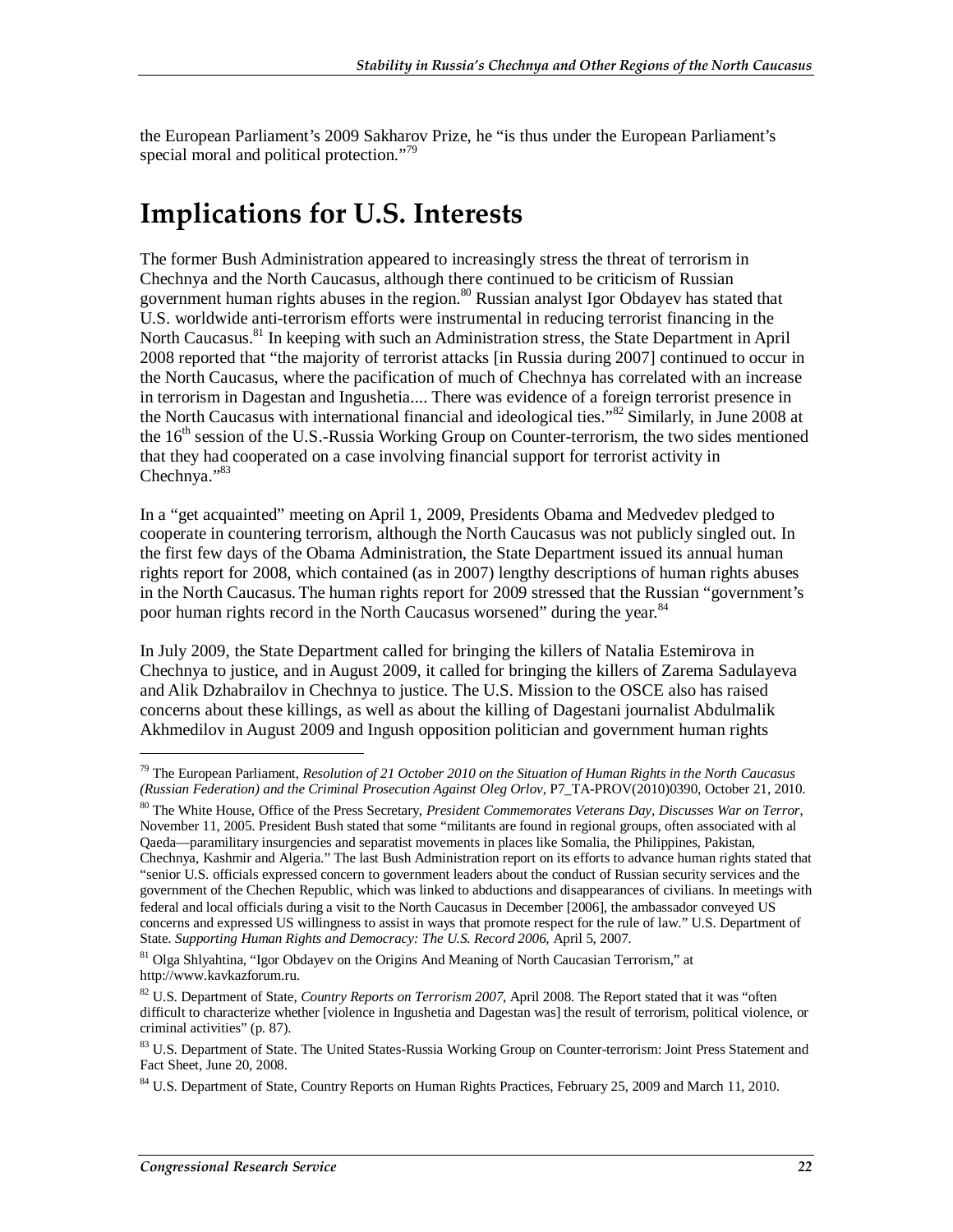the European Parliament's 2009 Sakharov Prize, he "is thus under the European Parliament's special moral and political protection."[79]

# Implications for U.S. Interests

The former Bush Administration appeared to increasingly stress the threat of terrorism in Chechnya and the North Caucasus, although there continued to be criticism of Russian government human rights abuses in the region.[80] Russian analyst Igor Obdayev has stated that U.S. worldwide anti-terrorism efforts were instrumental in reducing terrorist financing in the North Caucasus.[81] In keeping with such an Administration stress, the State Department in April 2008 reported that "the majority of terrorist attacks [in Russia during 2007] continued to occur in the North Caucasus, where the pacification of much of Chechnya has correlated with an increase in terrorism in Dagestan and Ingushetia.... There was evidence of a foreign terrorist presence in the North Caucasus with international financial and ideological ties."[82] Similarly, in June 2008 at the 16th session of the U.S.-Russia Working Group on Counter-terrorism, the two sides mentioned that they had cooperated on a case involving financial support for terrorist activity in Chechnya."[83]

In a "get acquainted" meeting on April 1, 2009, Presidents Obama and Medvedev pledged to cooperate in countering terrorism, although the North Caucasus was not publicly singled out. In the first few days of the Obama Administration, the State Department issued its annual human rights report for 2008, which contained (as in 2007) lengthy descriptions of human rights abuses in the North Caucasus. The human rights report for 2009 stressed that the Russian "government's poor human rights record in the North Caucasus worsened" during the year.[84]

In July 2009, the State Department called for bringing the killers of Natalia Estemirova in Chechnya to justice, and in August 2009, it called for bringing the killers of Zarema Sadulayeva and Alik Dzhabrailov in Chechnya to justice. The U.S. Mission to the OSCE also has raised concerns about these killings, as well as about the killing of Dagestani journalist Abdulmalik Akhmedilov in August 2009 and Ingush opposition politician and government human rights

---

[79] The European Parliament, *Resolution of 21 October 2010 on the Situation of Human Rights in the North Caucasus (Russian Federation) and the Criminal Prosecution Against Oleg Orlov*, P7_TA-PROV(2010)0390, October 21, 2010.

[80] The White House, Office of the Press Secretary, *President Commemorates Veterans Day, Discusses War on Terror*, November 11, 2005. President Bush stated that some "militants are found in regional groups, often associated with al Qaeda—paramilitary insurgencies and separatist movements in places like Somalia, the Philippines, Pakistan, Chechnya, Kashmir and Algeria." The last Bush Administration report on its efforts to advance human rights stated that "senior U.S. officials expressed concern to government leaders about the conduct of Russian security services and the government of the Chechen Republic, which was linked to abductions and disappearances of civilians. In meetings with federal and local officials during a visit to the North Caucasus in December [2006], the ambassador conveyed US concerns and expressed US willingness to assist in ways that promote respect for the rule of law." U.S. Department of State. *Supporting Human Rights and Democracy: The U.S. Record 2006*, April 5, 2007.

[81] Olga Shlyahtina, "Igor Obdayev on the Origins And Meaning of North Caucasian Terrorism," at http://www.kavkazforum.ru.

[82] U.S. Department of State, *Country Reports on Terrorism 2007*, April 2008. The Report stated that it was "often difficult to characterize whether [violence in Ingushetia and Dagestan was] the result of terrorism, political violence, or criminal activities" (p. 87).

[83] U.S. Department of State. The United States-Russia Working Group on Counter-terrorism: Joint Press Statement and Fact Sheet, June 20, 2008.

[84] U.S. Department of State, Country Reports on Human Rights Practices, February 25, 2009 and March 11, 2010.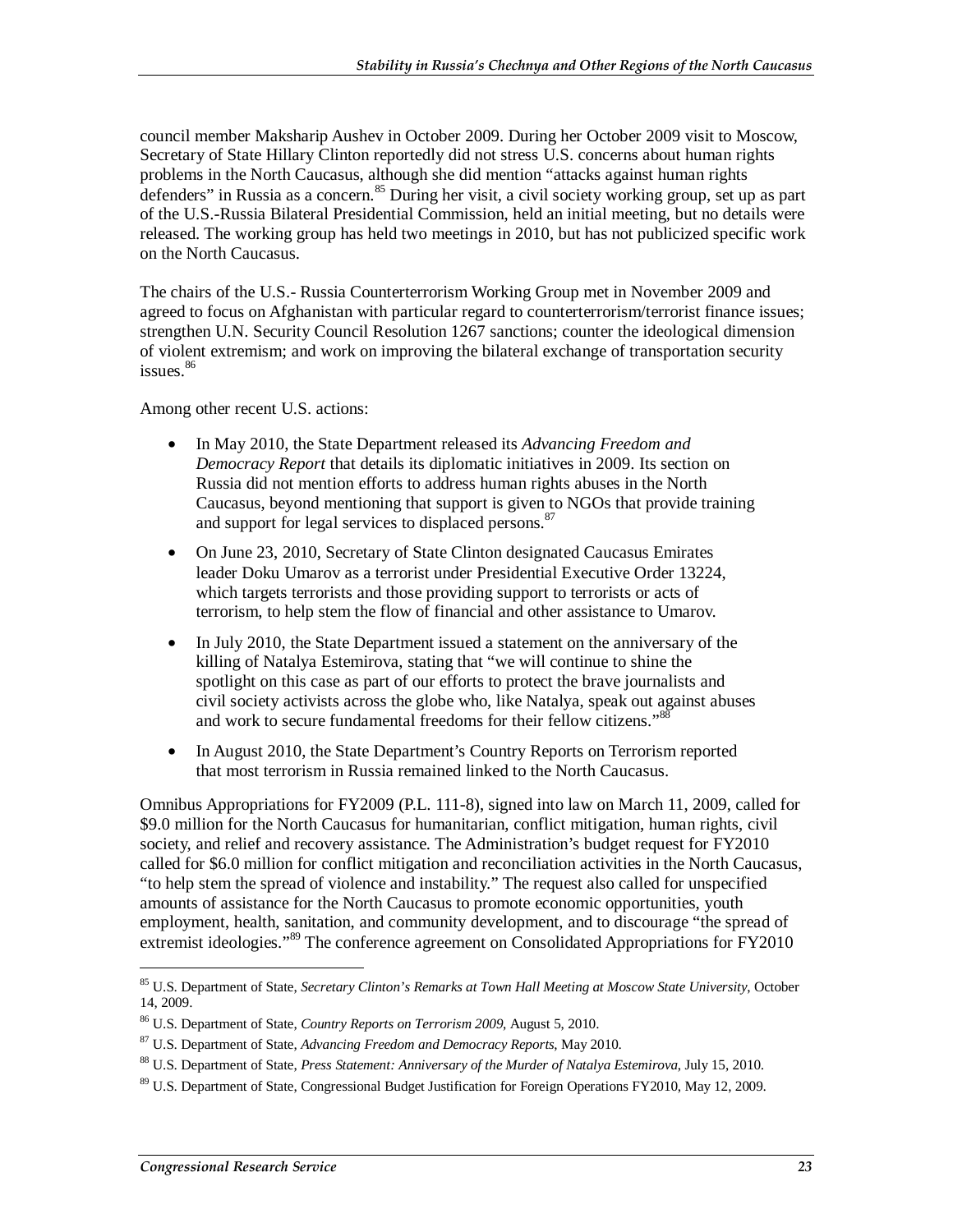council member Maksharip Aushev in October 2009. During her October 2009 visit to Moscow, Secretary of State Hillary Clinton reportedly did not stress U.S. concerns about human rights problems in the North Caucasus, although she did mention "attacks against human rights defenders" in Russia as a concern.[85] During her visit, a civil society working group, set up as part of the U.S.-Russia Bilateral Presidential Commission, held an initial meeting, but no details were released. The working group has held two meetings in 2010, but has not publicized specific work on the North Caucasus.

The chairs of the U.S.- Russia Counterterrorism Working Group met in November 2009 and agreed to focus on Afghanistan with particular regard to counterterrorism/terrorist finance issues; strengthen U.N. Security Council Resolution 1267 sanctions; counter the ideological dimension of violent extremism; and work on improving the bilateral exchange of transportation security issues.[86]

Among other recent U.S. actions:

- In May 2010, the State Department released its *Advancing Freedom and Democracy Report* that details its diplomatic initiatives in 2009. Its section on Russia did not mention efforts to address human rights abuses in the North Caucasus, beyond mentioning that support is given to NGOs that provide training and support for legal services to displaced persons.[87]
- On June 23, 2010, Secretary of State Clinton designated Caucasus Emirates leader Doku Umarov as a terrorist under Presidential Executive Order 13224, which targets terrorists and those providing support to terrorists or acts of terrorism, to help stem the flow of financial and other assistance to Umarov.
- In July 2010, the State Department issued a statement on the anniversary of the killing of Natalya Estemirova, stating that "we will continue to shine the spotlight on this case as part of our efforts to protect the brave journalists and civil society activists across the globe who, like Natalya, speak out against abuses and work to secure fundamental freedoms for their fellow citizens."[88]
- In August 2010, the State Department's Country Reports on Terrorism reported that most terrorism in Russia remained linked to the North Caucasus.

Omnibus Appropriations for FY2009 (P.L. 111-8), signed into law on March 11, 2009, called for $9.0 million for the North Caucasus for humanitarian, conflict mitigation, human rights, civil society, and relief and recovery assistance. The Administration's budget request for FY2010 called for $6.0 million for conflict mitigation and reconciliation activities in the North Caucasus, "to help stem the spread of violence and instability." The request also called for unspecified amounts of assistance for the North Caucasus to promote economic opportunities, youth employment, health, sanitation, and community development, and to discourage "the spread of extremist ideologies."[89] The conference agreement on Consolidated Appropriations for FY2010

---

[85] U.S. Department of State, *Secretary Clinton's Remarks at Town Hall Meeting at Moscow State University*, October 14, 2009.

[86] U.S. Department of State, *Country Reports on Terrorism 2009*, August 5, 2010.

[87] U.S. Department of State, *Advancing Freedom and Democracy Reports*, May 2010.

[88] U.S. Department of State, *Press Statement: Anniversary of the Murder of Natalya Estemirova*, July 15, 2010.

[89] U.S. Department of State, Congressional Budget Justification for Foreign Operations FY2010, May 12, 2009.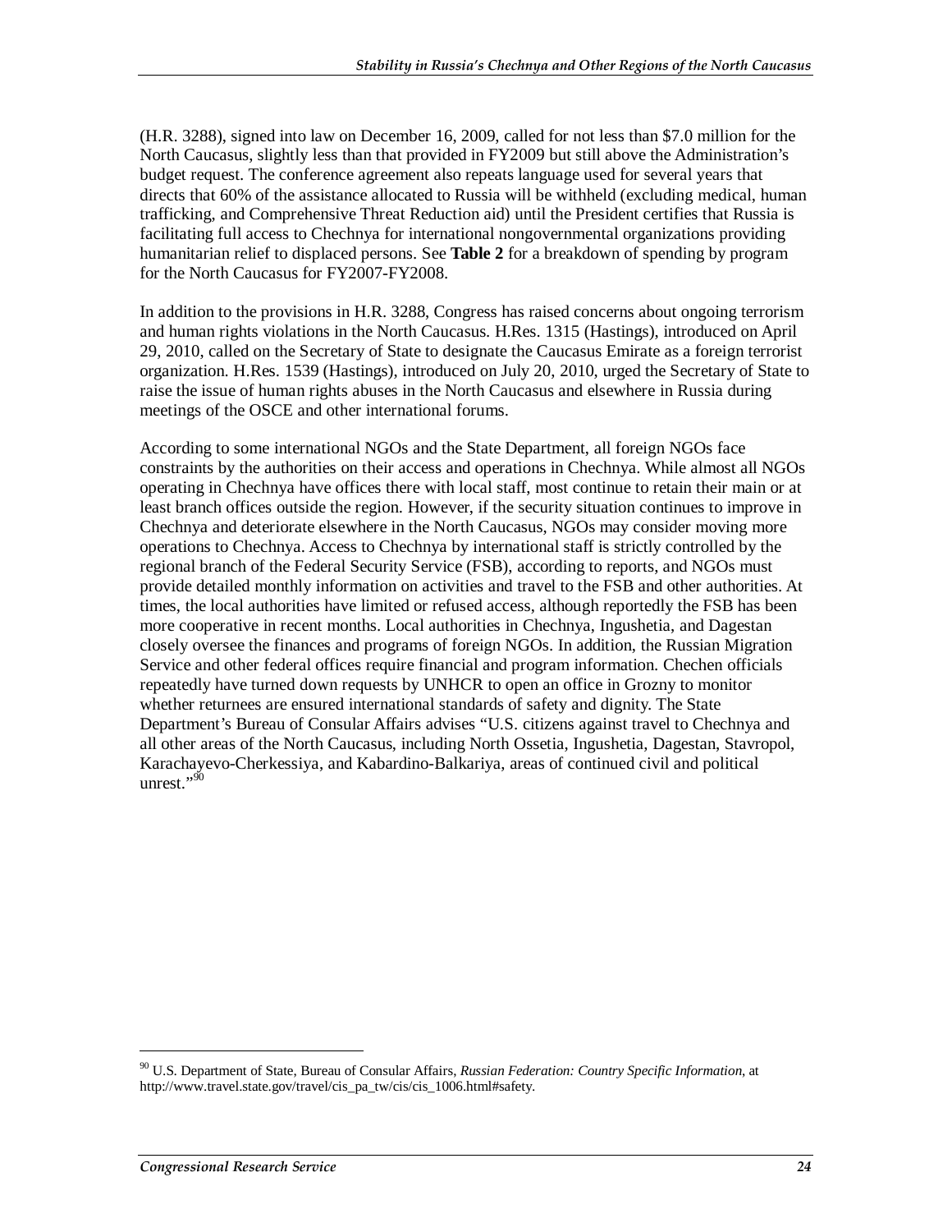(H.R. 3288), signed into law on December 16, 2009, called for not less than $7.0 million for the North Caucasus, slightly less than that provided in FY2009 but still above the Administration's budget request. The conference agreement also repeats language used for several years that directs that 60% of the assistance allocated to Russia will be withheld (excluding medical, human trafficking, and Comprehensive Threat Reduction aid) until the President certifies that Russia is facilitating full access to Chechnya for international nongovernmental organizations providing humanitarian relief to displaced persons. See **Table 2** for a breakdown of spending by program for the North Caucasus for FY2007-FY2008.

In addition to the provisions in H.R. 3288, Congress has raised concerns about ongoing terrorism and human rights violations in the North Caucasus. H.Res. 1315 (Hastings), introduced on April 29, 2010, called on the Secretary of State to designate the Caucasus Emirate as a foreign terrorist organization. H.Res. 1539 (Hastings), introduced on July 20, 2010, urged the Secretary of State to raise the issue of human rights abuses in the North Caucasus and elsewhere in Russia during meetings of the OSCE and other international forums.

According to some international NGOs and the State Department, all foreign NGOs face constraints by the authorities on their access and operations in Chechnya. While almost all NGOs operating in Chechnya have offices there with local staff, most continue to retain their main or at least branch offices outside the region. However, if the security situation continues to improve in Chechnya and deteriorate elsewhere in the North Caucasus, NGOs may consider moving more operations to Chechnya. Access to Chechnya by international staff is strictly controlled by the regional branch of the Federal Security Service (FSB), according to reports, and NGOs must provide detailed monthly information on activities and travel to the FSB and other authorities. At times, the local authorities have limited or refused access, although reportedly the FSB has been more cooperative in recent months. Local authorities in Chechnya, Ingushetia, and Dagestan closely oversee the finances and programs of foreign NGOs. In addition, the Russian Migration Service and other federal offices require financial and program information. Chechen officials repeatedly have turned down requests by UNHCR to open an office in Grozny to monitor whether returnees are ensured international standards of safety and dignity. The State Department's Bureau of Consular Affairs advises "U.S. citizens against travel to Chechnya and all other areas of the North Caucasus, including North Ossetia, Ingushetia, Dagestan, Stavropol, Karachayevo-Cherkessiya, and Kabardino-Balkariya, areas of continued civil and political unrest."[90]

---

[90] U.S. Department of State, Bureau of Consular Affairs, *Russian Federation: Country Specific Information*, at http://www.travel.state.gov/travel/cis_pa_tw/cis/cis_1006.html#safety.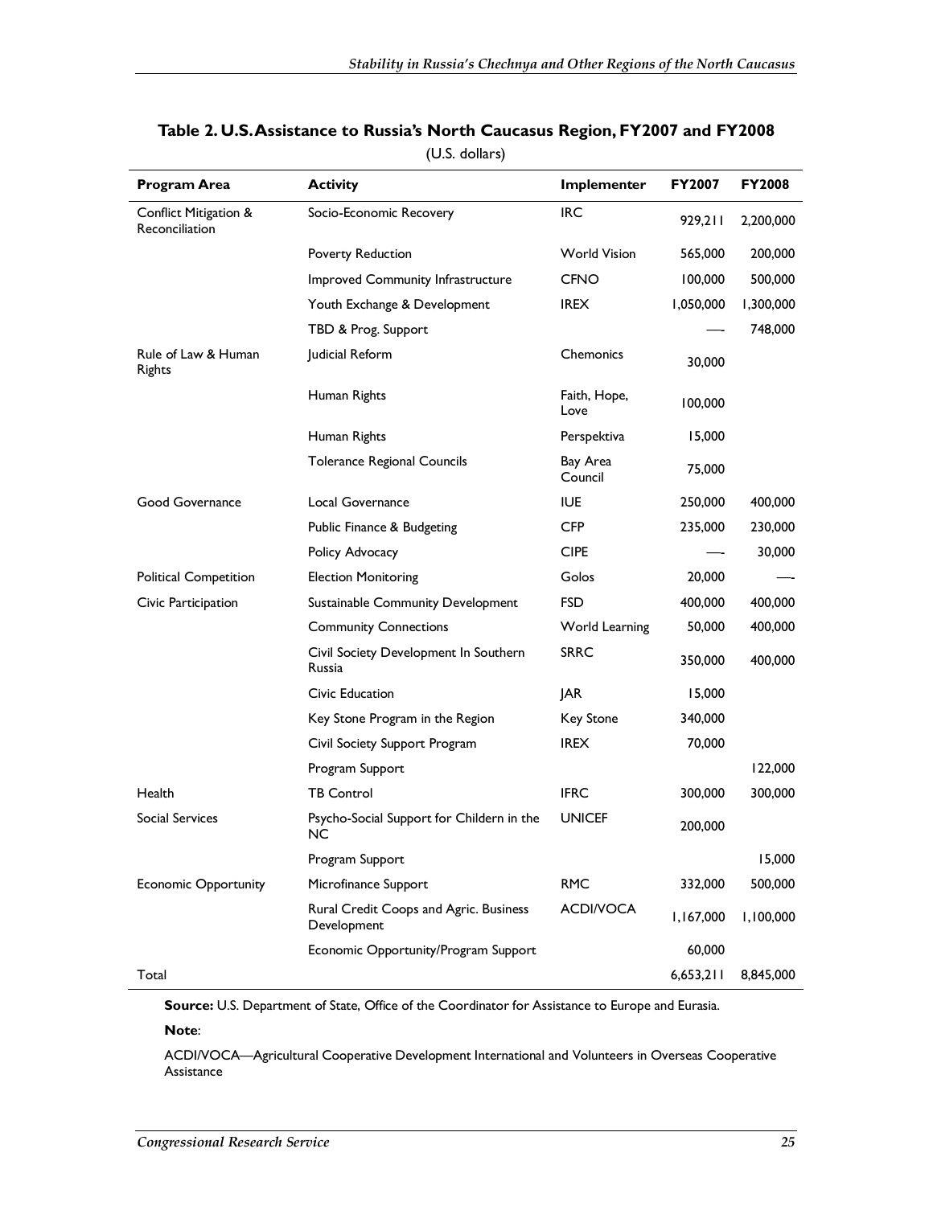## Table 2. U.S. Assistance to Russia's North Caucasus Region, FY2007 and FY2008

(U.S. dollars)

| Program Area | Activity | Implementer | FY2007 | FY2008 |
|---|---|---|---|---|
| Conflict Mitigation & Reconciliation | Socio-Economic Recovery | IRC | 929,211 | 2,200,000 |
| | Poverty Reduction | World Vision | 565,000 | 200,000 |
| | Improved Community Infrastructure | CFNO | 100,000 | 500,000 |
| | Youth Exchange & Development | IREX | 1,050,000 | 1,300,000 |
| | TBD & Prog. Support | | — | 748,000 |
| Rule of Law & Human Rights | Judicial Reform | Chemonics | 30,000 | |
| | Human Rights | Faith, Hope, Love | 100,000 | |
| | Human Rights | Perspektiva | 15,000 | |
| | Tolerance Regional Councils | Bay Area Council | 75,000 | |
| Good Governance | Local Governance | IUE | 250,000 | 400,000 |
| | Public Finance & Budgeting | CFP | 235,000 | 230,000 |
| | Policy Advocacy | CIPE | — | 30,000 |
| Political Competition | Election Monitoring | Golos | 20,000 | — |
| Civic Participation | Sustainable Community Development | FSD | 400,000 | 400,000 |
| | Community Connections | World Learning | 50,000 | 400,000 |
| | Civil Society Development In Southern Russia | SRRC | 350,000 | 400,000 |
| | Civic Education | JAR | 15,000 | |
| | Key Stone Program in the Region | Key Stone | 340,000 | |
| | Civil Society Support Program | IREX | 70,000 | |
| | Program Support | | | 122,000 |
| Health | TB Control | IFRC | 300,000 | 300,000 |
| Social Services | Psycho-Social Support for Childern in the NC | UNICEF | 200,000 | |
| | Program Support | | | 15,000 |
| Economic Opportunity | Microfinance Support | RMC | 332,000 | 500,000 |
| | Rural Credit Coops and Agric. Business Development | ACDI/VOCA | 1,167,000 | 1,100,000 |
| | Economic Opportunity/Program Support | | 60,000 | |
| Total | | | 6,653,211 | 8,845,000 |

**Source:** U.S. Department of State, Office of the Coordinator for Assistance to Europe and Eurasia.

**Note**:

ACDI/VOCA—Agricultural Cooperative Development International and Volunteers in Overseas Cooperative Assistance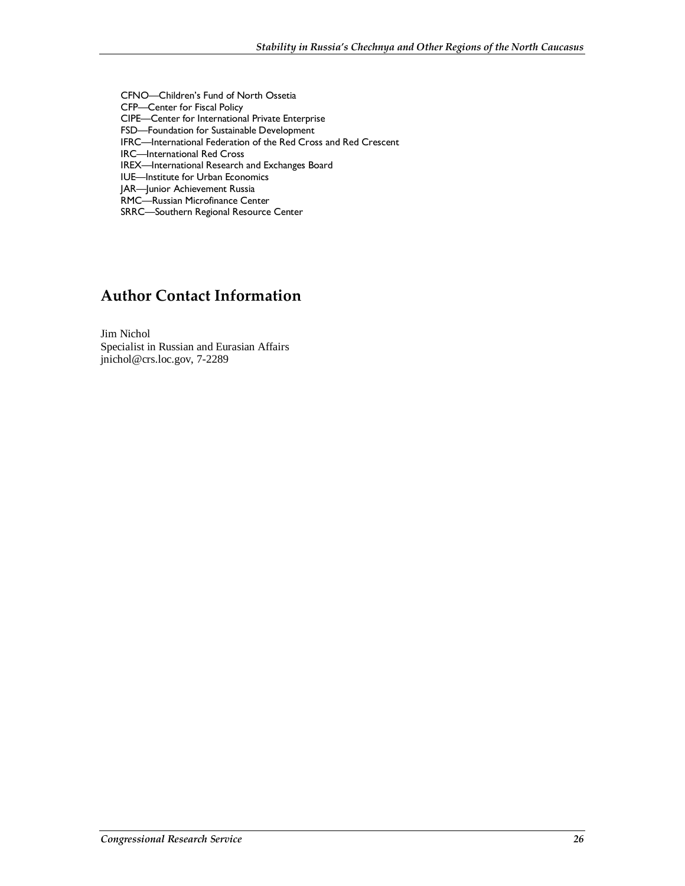CFNO—Children's Fund of North Ossetia
CFP—Center for Fiscal Policy
CIPE—Center for International Private Enterprise
FSD—Foundation for Sustainable Development
IFRC—International Federation of the Red Cross and Red Crescent
IRC—International Red Cross
IREX—International Research and Exchanges Board
IUE—Institute for Urban Economics
JAR—Junior Achievement Russia
RMC—Russian Microfinance Center
SRRC—Southern Regional Resource Center

## Author Contact Information

Jim Nichol
Specialist in Russian and Eurasian Affairs
jnichol@crs.loc.gov, 7-2289